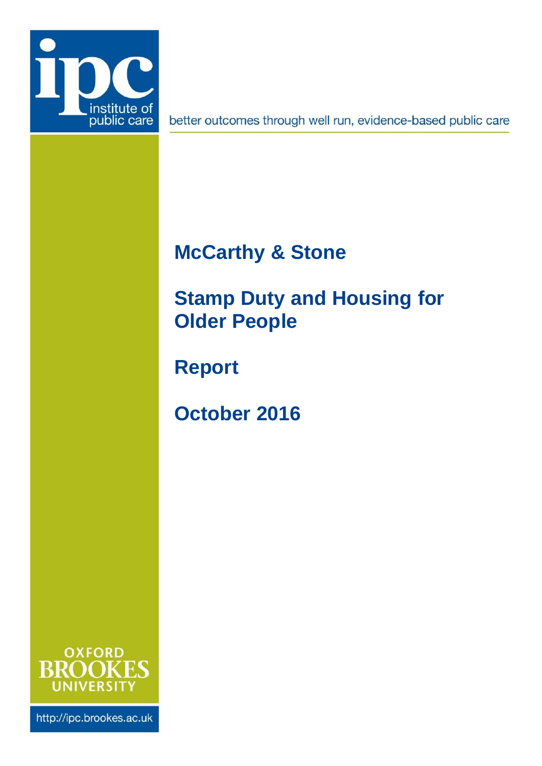ipc institute of public care

better outcomes through well run, evidence-based public care

# McCarthy & Stone

# Stamp Duty and Housing for Older People

## Report

## October 2016

OXFORD BROOKES UNIVERSITY

http://ipc.brookes.ac.uk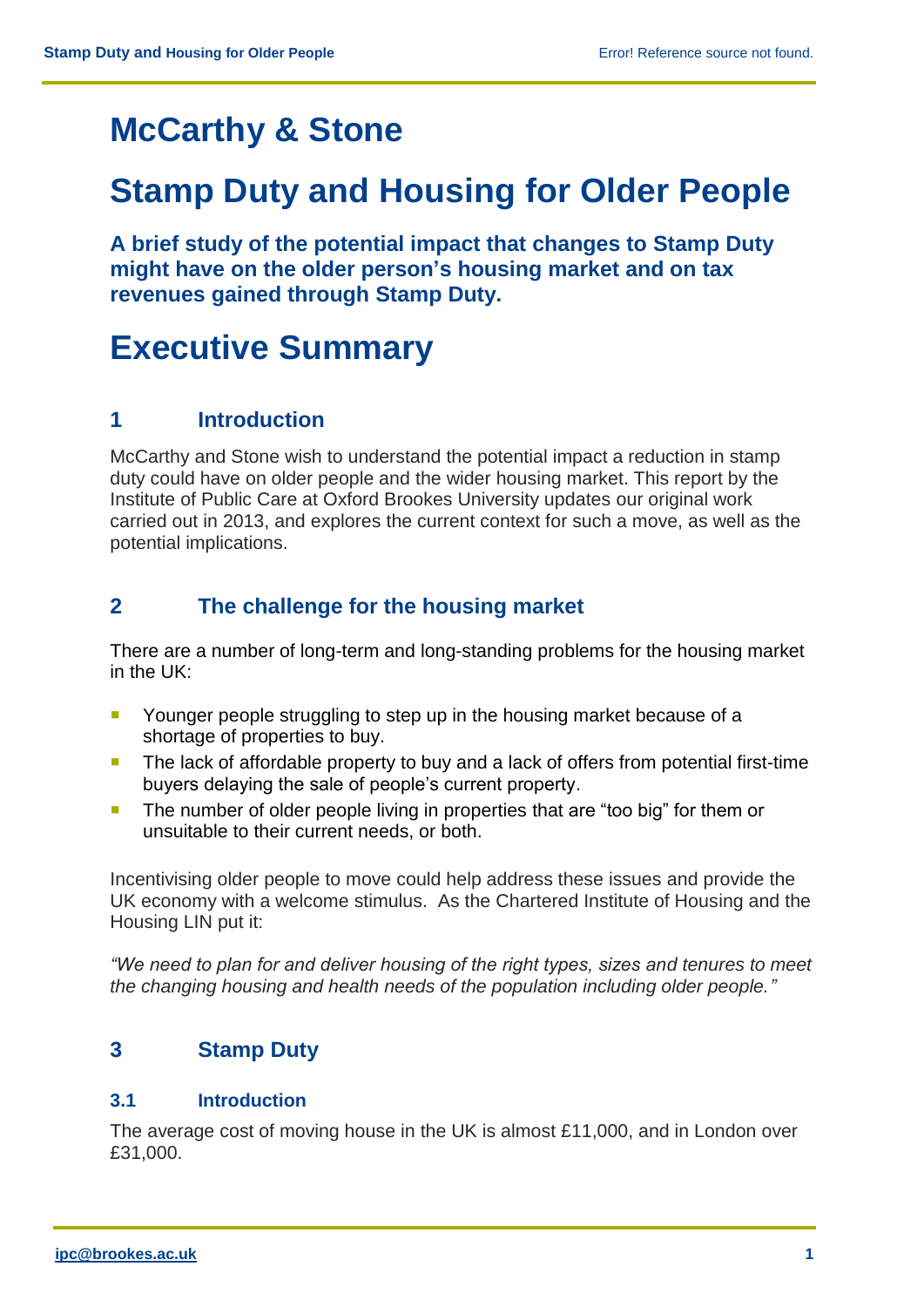# McCarthy & Stone

# Stamp Duty and Housing for Older People

**A brief study of the potential impact that changes to Stamp Duty might have on the older person's housing market and on tax revenues gained through Stamp Duty.**

# Executive Summary

## 1 Introduction

McCarthy and Stone wish to understand the potential impact a reduction in stamp duty could have on older people and the wider housing market. This report by the Institute of Public Care at Oxford Brookes University updates our original work carried out in 2013, and explores the current context for such a move, as well as the potential implications.

## 2 The challenge for the housing market

There are a number of long-term and long-standing problems for the housing market in the UK:

- Younger people struggling to step up in the housing market because of a shortage of properties to buy.
- The lack of affordable property to buy and a lack of offers from potential first-time buyers delaying the sale of people's current property.
- The number of older people living in properties that are "too big" for them or unsuitable to their current needs, or both.

Incentivising older people to move could help address these issues and provide the UK economy with a welcome stimulus. As the Chartered Institute of Housing and the Housing LIN put it:

*"We need to plan for and deliver housing of the right types, sizes and tenures to meet the changing housing and health needs of the population including older people."*

## 3 Stamp Duty

### 3.1 Introduction

The average cost of moving house in the UK is almost £11,000, and in London over £31,000.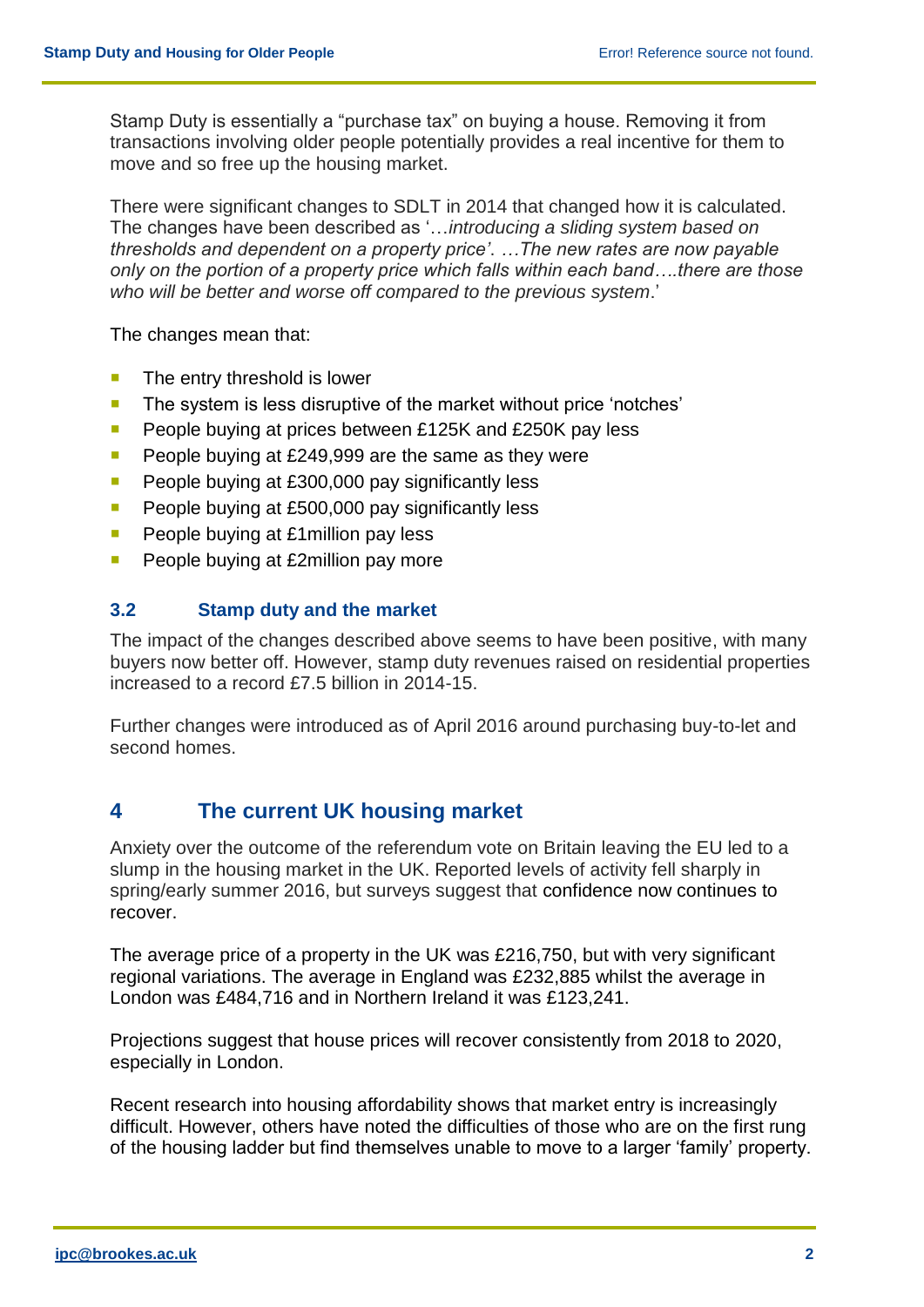Stamp Duty is essentially a "purchase tax" on buying a house. Removing it from transactions involving older people potentially provides a real incentive for them to move and so free up the housing market.

There were significant changes to SDLT in 2014 that changed how it is calculated. The changes have been described as '…*introducing a sliding system based on thresholds and dependent on a property price'. …The new rates are now payable only on the portion of a property price which falls within each band….there are those who will be better and worse off compared to the previous system*.'

The changes mean that:

- The entry threshold is lower
- The system is less disruptive of the market without price 'notches'
- People buying at prices between £125K and £250K pay less
- People buying at £249,999 are the same as they were
- People buying at £300,000 pay significantly less
- People buying at £500,000 pay significantly less
- People buying at £1million pay less
- People buying at £2million pay more

### 3.2 Stamp duty and the market

The impact of the changes described above seems to have been positive, with many buyers now better off. However, stamp duty revenues raised on residential properties increased to a record £7.5 billion in 2014-15.

Further changes were introduced as of April 2016 around purchasing buy-to-let and second homes.

## 4 The current UK housing market

Anxiety over the outcome of the referendum vote on Britain leaving the EU led to a slump in the housing market in the UK. Reported levels of activity fell sharply in spring/early summer 2016, but surveys suggest that confidence now continues to recover.

The average price of a property in the UK was £216,750, but with very significant regional variations. The average in England was £232,885 whilst the average in London was £484,716 and in Northern Ireland it was £123,241.

Projections suggest that house prices will recover consistently from 2018 to 2020, especially in London.

Recent research into housing affordability shows that market entry is increasingly difficult. However, others have noted the difficulties of those who are on the first rung of the housing ladder but find themselves unable to move to a larger 'family' property.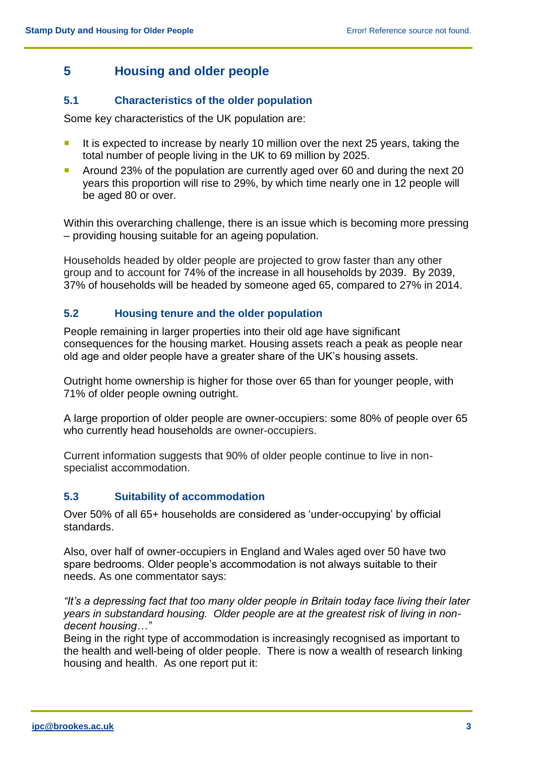## 5 Housing and older people

### 5.1 Characteristics of the older population

Some key characteristics of the UK population are:

- It is expected to increase by nearly 10 million over the next 25 years, taking the total number of people living in the UK to 69 million by 2025.
- Around 23% of the population are currently aged over 60 and during the next 20 years this proportion will rise to 29%, by which time nearly one in 12 people will be aged 80 or over.

Within this overarching challenge, there is an issue which is becoming more pressing – providing housing suitable for an ageing population.

Households headed by older people are projected to grow faster than any other group and to account for 74% of the increase in all households by 2039. By 2039, 37% of households will be headed by someone aged 65, compared to 27% in 2014.

### 5.2 Housing tenure and the older population

People remaining in larger properties into their old age have significant consequences for the housing market. Housing assets reach a peak as people near old age and older people have a greater share of the UK's housing assets.

Outright home ownership is higher for those over 65 than for younger people, with 71% of older people owning outright.

A large proportion of older people are owner-occupiers: some 80% of people over 65 who currently head households are owner-occupiers.

Current information suggests that 90% of older people continue to live in non-specialist accommodation.

### 5.3 Suitability of accommodation

Over 50% of all 65+ households are considered as 'under-occupying' by official standards.

Also, over half of owner-occupiers in England and Wales aged over 50 have two spare bedrooms. Older people's accommodation is not always suitable to their needs. As one commentator says:

*"It's a depressing fact that too many older people in Britain today face living their later years in substandard housing. Older people are at the greatest risk of living in non-decent housing…"*

Being in the right type of accommodation is increasingly recognised as important to the health and well-being of older people. There is now a wealth of research linking housing and health. As one report put it: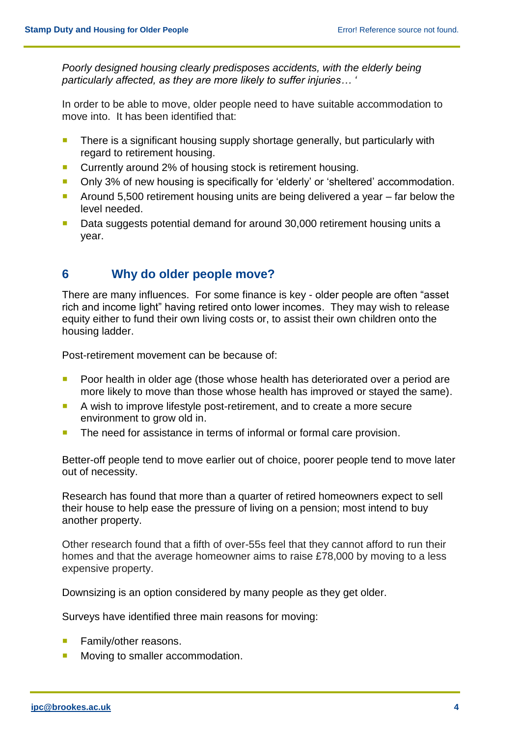*Poorly designed housing clearly predisposes accidents, with the elderly being particularly affected, as they are more likely to suffer injuries… '*

In order to be able to move, older people need to have suitable accommodation to move into. It has been identified that:

- There is a significant housing supply shortage generally, but particularly with regard to retirement housing.
- Currently around 2% of housing stock is retirement housing.
- Only 3% of new housing is specifically for 'elderly' or 'sheltered' accommodation.
- Around 5,500 retirement housing units are being delivered a year – far below the level needed.
- Data suggests potential demand for around 30,000 retirement housing units a year.

## 6 Why do older people move?

There are many influences. For some finance is key - older people are often "asset rich and income light" having retired onto lower incomes. They may wish to release equity either to fund their own living costs or, to assist their own children onto the housing ladder.

Post-retirement movement can be because of:

- Poor health in older age (those whose health has deteriorated over a period are more likely to move than those whose health has improved or stayed the same).
- A wish to improve lifestyle post-retirement, and to create a more secure environment to grow old in.
- The need for assistance in terms of informal or formal care provision.

Better-off people tend to move earlier out of choice, poorer people tend to move later out of necessity.

Research has found that more than a quarter of retired homeowners expect to sell their house to help ease the pressure of living on a pension; most intend to buy another property.

Other research found that a fifth of over-55s feel that they cannot afford to run their homes and that the average homeowner aims to raise £78,000 by moving to a less expensive property.

Downsizing is an option considered by many people as they get older.

Surveys have identified three main reasons for moving:

- Family/other reasons.
- Moving to smaller accommodation.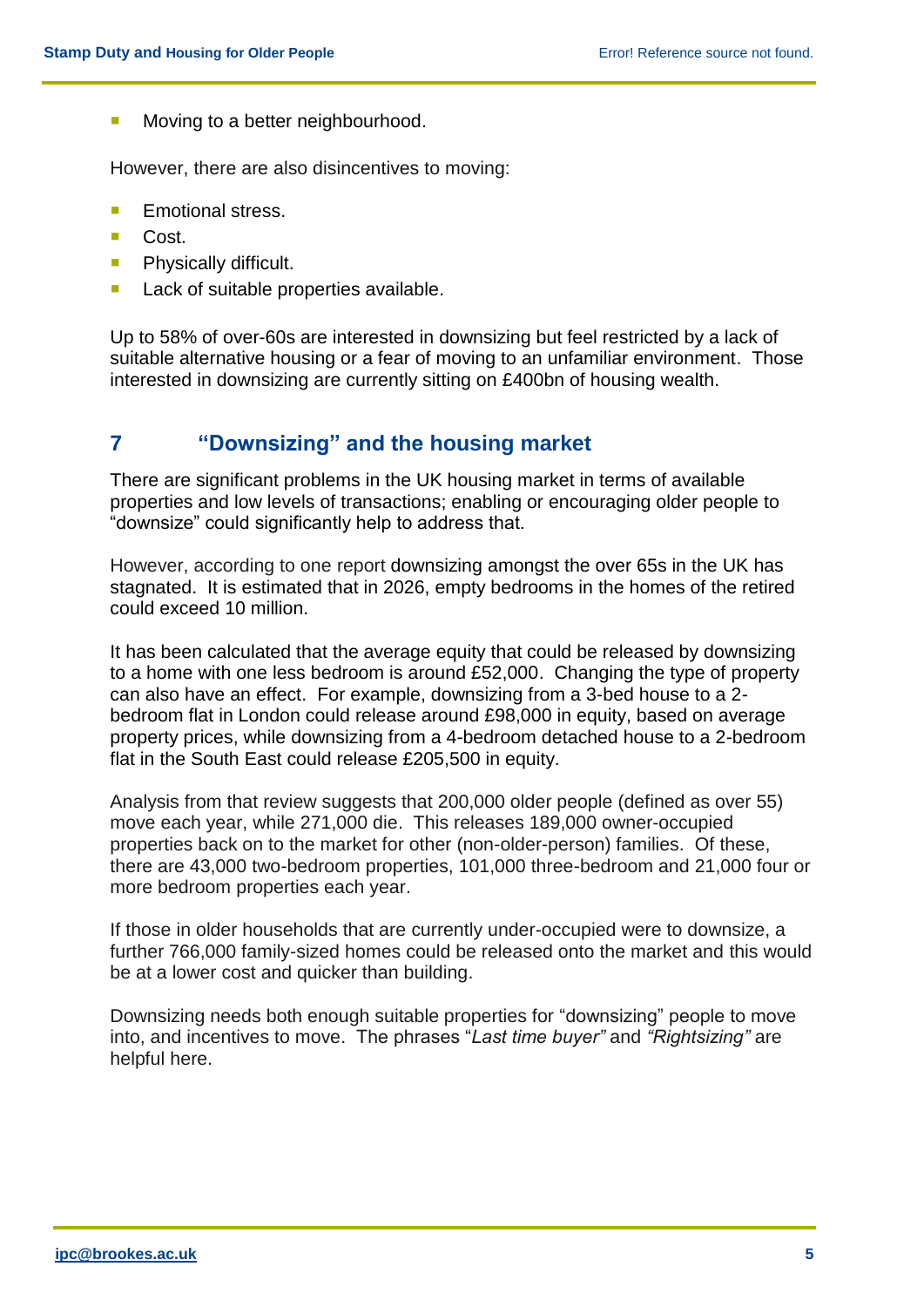- Moving to a better neighbourhood.

However, there are also disincentives to moving:

- Emotional stress.
- Cost.
- Physically difficult.
- Lack of suitable properties available.

Up to 58% of over-60s are interested in downsizing but feel restricted by a lack of suitable alternative housing or a fear of moving to an unfamiliar environment. Those interested in downsizing are currently sitting on £400bn of housing wealth.

## 7 "Downsizing" and the housing market

There are significant problems in the UK housing market in terms of available properties and low levels of transactions; enabling or encouraging older people to "downsize" could significantly help to address that.

However, according to one report downsizing amongst the over 65s in the UK has stagnated. It is estimated that in 2026, empty bedrooms in the homes of the retired could exceed 10 million.

It has been calculated that the average equity that could be released by downsizing to a home with one less bedroom is around £52,000. Changing the type of property can also have an effect. For example, downsizing from a 3-bed house to a 2-bedroom flat in London could release around £98,000 in equity, based on average property prices, while downsizing from a 4-bedroom detached house to a 2-bedroom flat in the South East could release £205,500 in equity.

Analysis from that review suggests that 200,000 older people (defined as over 55) move each year, while 271,000 die. This releases 189,000 owner-occupied properties back on to the market for other (non-older-person) families. Of these, there are 43,000 two-bedroom properties, 101,000 three-bedroom and 21,000 four or more bedroom properties each year.

If those in older households that are currently under-occupied were to downsize, a further 766,000 family-sized homes could be released onto the market and this would be at a lower cost and quicker than building.

Downsizing needs both enough suitable properties for "downsizing" people to move into, and incentives to move. The phrases "*Last time buyer*" and *"Rightsizing"* are helpful here.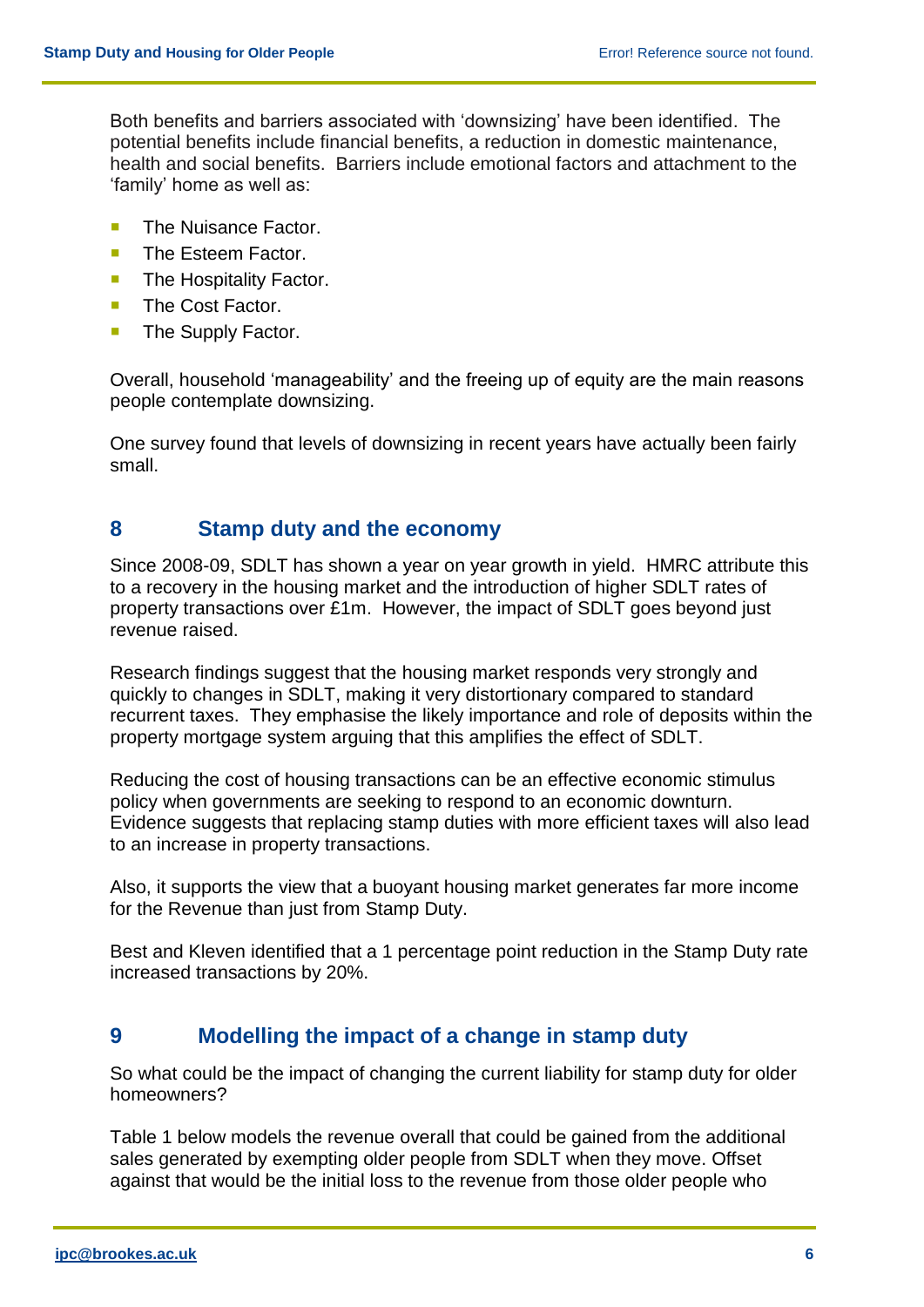Both benefits and barriers associated with ‘downsizing’ have been identified. The potential benefits include financial benefits, a reduction in domestic maintenance, health and social benefits. Barriers include emotional factors and attachment to the ‘family’ home as well as:

- The Nuisance Factor.
- The Esteem Factor.
- The Hospitality Factor.
- The Cost Factor.
- The Supply Factor.

Overall, household ‘manageability’ and the freeing up of equity are the main reasons people contemplate downsizing.

One survey found that levels of downsizing in recent years have actually been fairly small.

## 8 Stamp duty and the economy

Since 2008-09, SDLT has shown a year on year growth in yield. HMRC attribute this to a recovery in the housing market and the introduction of higher SDLT rates of property transactions over £1m. However, the impact of SDLT goes beyond just revenue raised.

Research findings suggest that the housing market responds very strongly and quickly to changes in SDLT, making it very distortionary compared to standard recurrent taxes. They emphasise the likely importance and role of deposits within the property mortgage system arguing that this amplifies the effect of SDLT.

Reducing the cost of housing transactions can be an effective economic stimulus policy when governments are seeking to respond to an economic downturn. Evidence suggests that replacing stamp duties with more efficient taxes will also lead to an increase in property transactions.

Also, it supports the view that a buoyant housing market generates far more income for the Revenue than just from Stamp Duty.

Best and Kleven identified that a 1 percentage point reduction in the Stamp Duty rate increased transactions by 20%.

## 9 Modelling the impact of a change in stamp duty

So what could be the impact of changing the current liability for stamp duty for older homeowners?

Table 1 below models the revenue overall that could be gained from the additional sales generated by exempting older people from SDLT when they move. Offset against that would be the initial loss to the revenue from those older people who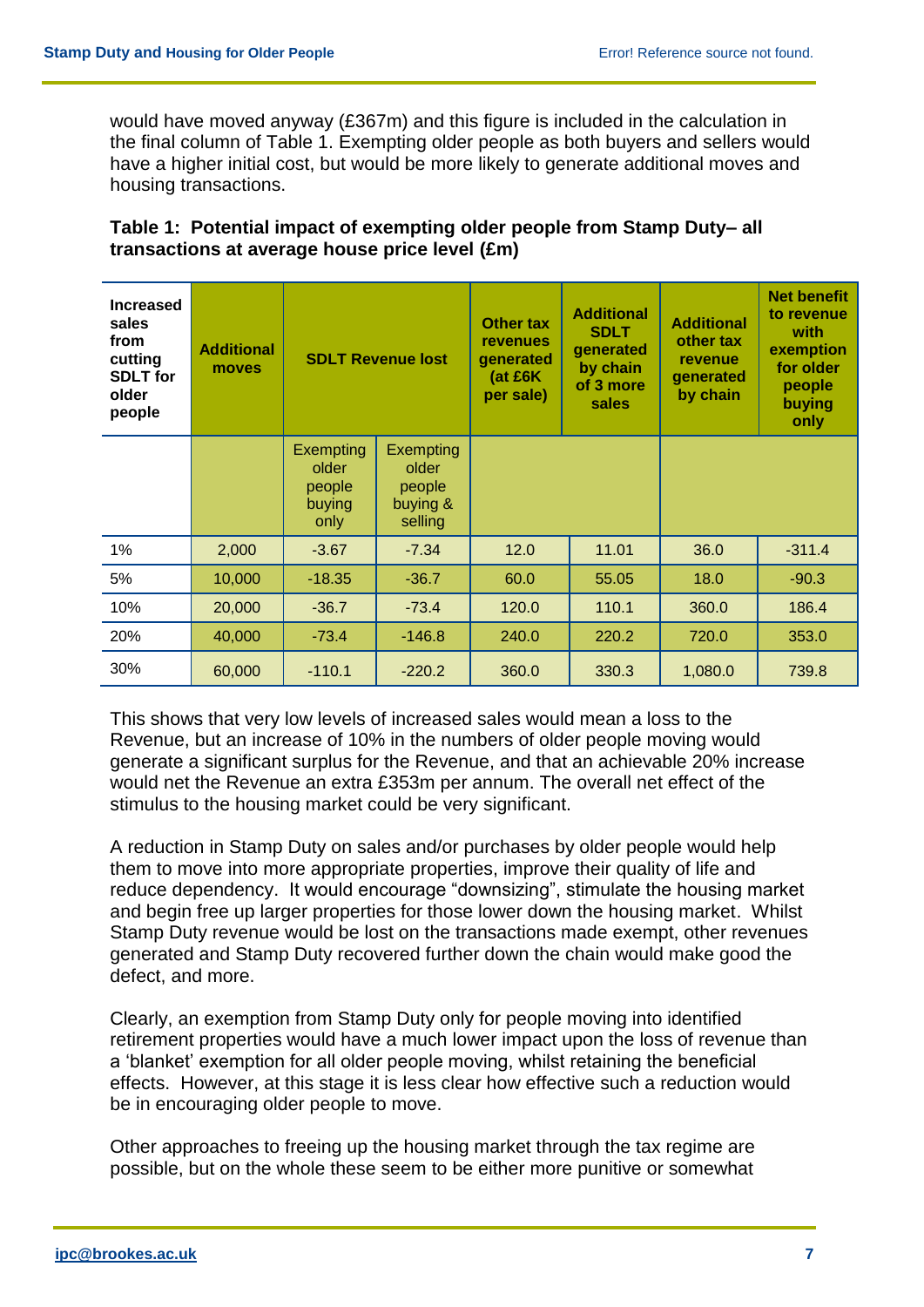would have moved anyway (£367m) and this figure is included in the calculation in the final column of Table 1. Exempting older people as both buyers and sellers would have a higher initial cost, but would be more likely to generate additional moves and housing transactions.

**Table 1: Potential impact of exempting older people from Stamp Duty– all transactions at average house price level (£m)**

| Increased sales from cutting SDLT for older people | Additional moves | SDLT Revenue lost | | Other tax revenues generated (at £6K per sale) | Additional SDLT generated by chain of 3 more sales | Additional other tax revenue generated by chain | Net benefit to revenue with exemption for older people buying only |
|---|---|---|---|---|---|---|---|
| | | Exempting older people buying only | Exempting older people buying & selling | | | | |
| 1% | 2,000 | -3.67 | -7.34 | 12.0 | 11.01 | 36.0 | -311.4 |
| 5% | 10,000 | -18.35 | -36.7 | 60.0 | 55.05 | 18.0 | -90.3 |
| 10% | 20,000 | -36.7 | -73.4 | 120.0 | 110.1 | 360.0 | 186.4 |
| 20% | 40,000 | -73.4 | -146.8 | 240.0 | 220.2 | 720.0 | 353.0 |
| 30% | 60,000 | -110.1 | -220.2 | 360.0 | 330.3 | 1,080.0 | 739.8 |

This shows that very low levels of increased sales would mean a loss to the Revenue, but an increase of 10% in the numbers of older people moving would generate a significant surplus for the Revenue, and that an achievable 20% increase would net the Revenue an extra £353m per annum. The overall net effect of the stimulus to the housing market could be very significant.

A reduction in Stamp Duty on sales and/or purchases by older people would help them to move into more appropriate properties, improve their quality of life and reduce dependency. It would encourage "downsizing", stimulate the housing market and begin free up larger properties for those lower down the housing market. Whilst Stamp Duty revenue would be lost on the transactions made exempt, other revenues generated and Stamp Duty recovered further down the chain would make good the defect, and more.

Clearly, an exemption from Stamp Duty only for people moving into identified retirement properties would have a much lower impact upon the loss of revenue than a 'blanket' exemption for all older people moving, whilst retaining the beneficial effects. However, at this stage it is less clear how effective such a reduction would be in encouraging older people to move.

Other approaches to freeing up the housing market through the tax regime are possible, but on the whole these seem to be either more punitive or somewhat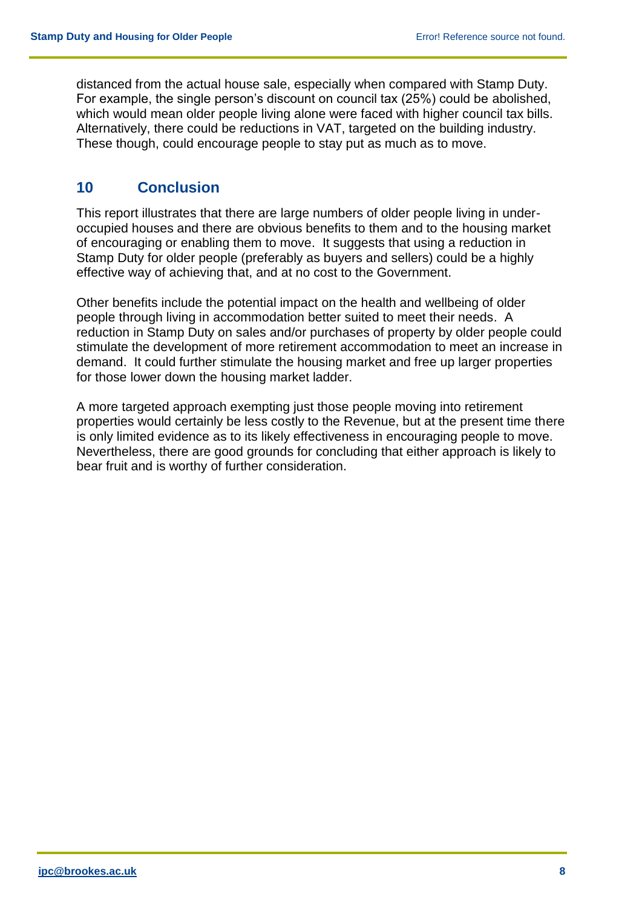distanced from the actual house sale, especially when compared with Stamp Duty. For example, the single person's discount on council tax (25%) could be abolished, which would mean older people living alone were faced with higher council tax bills. Alternatively, there could be reductions in VAT, targeted on the building industry. These though, could encourage people to stay put as much as to move.

## 10 Conclusion

This report illustrates that there are large numbers of older people living in under-occupied houses and there are obvious benefits to them and to the housing market of encouraging or enabling them to move. It suggests that using a reduction in Stamp Duty for older people (preferably as buyers and sellers) could be a highly effective way of achieving that, and at no cost to the Government.

Other benefits include the potential impact on the health and wellbeing of older people through living in accommodation better suited to meet their needs. A reduction in Stamp Duty on sales and/or purchases of property by older people could stimulate the development of more retirement accommodation to meet an increase in demand. It could further stimulate the housing market and free up larger properties for those lower down the housing market ladder.

A more targeted approach exempting just those people moving into retirement properties would certainly be less costly to the Revenue, but at the present time there is only limited evidence as to its likely effectiveness in encouraging people to move. Nevertheless, there are good grounds for concluding that either approach is likely to bear fruit and is worthy of further consideration.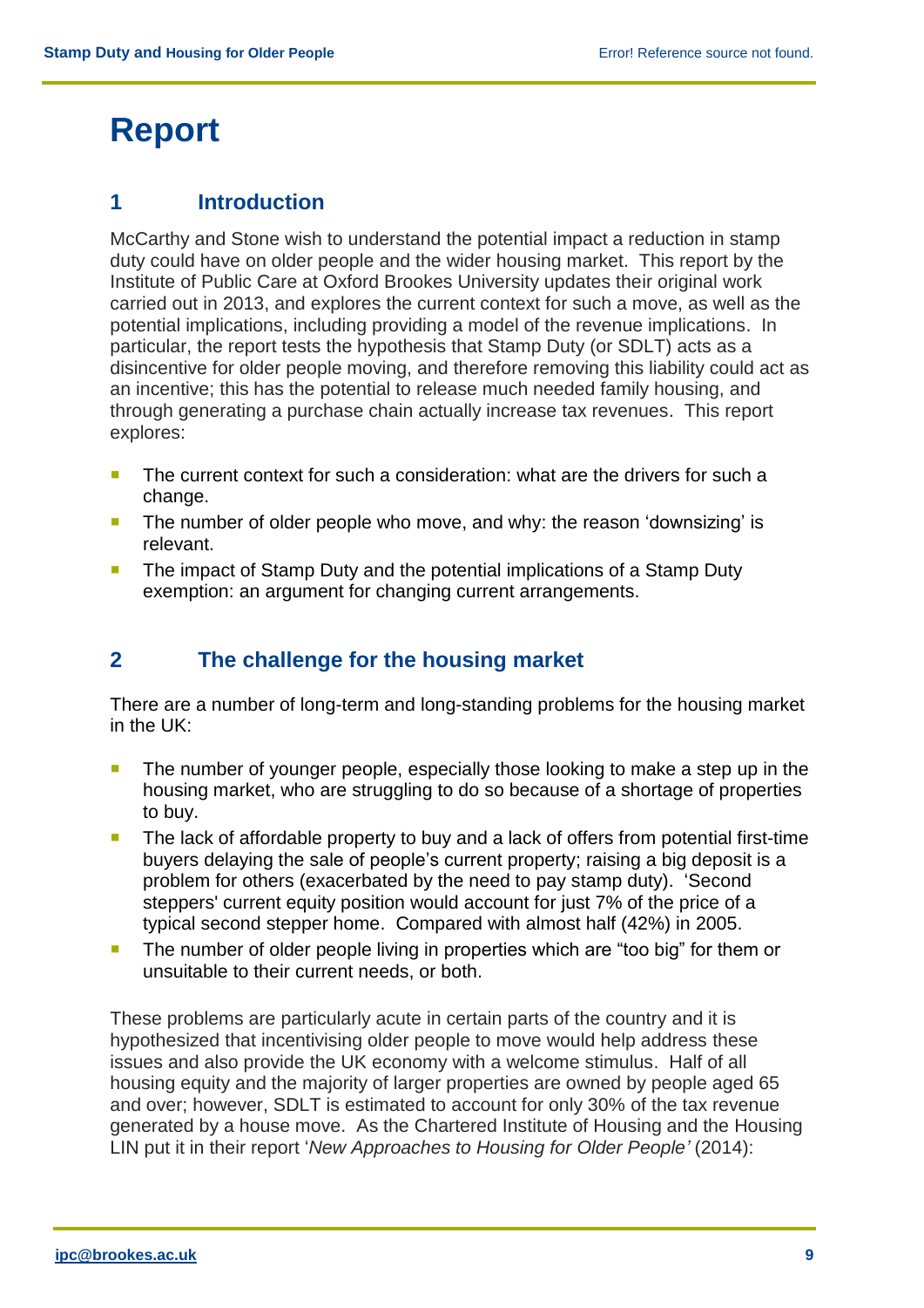# Report

## 1 Introduction

McCarthy and Stone wish to understand the potential impact a reduction in stamp duty could have on older people and the wider housing market. This report by the Institute of Public Care at Oxford Brookes University updates their original work carried out in 2013, and explores the current context for such a move, as well as the potential implications, including providing a model of the revenue implications. In particular, the report tests the hypothesis that Stamp Duty (or SDLT) acts as a disincentive for older people moving, and therefore removing this liability could act as an incentive; this has the potential to release much needed family housing, and through generating a purchase chain actually increase tax revenues. This report explores:

- The current context for such a consideration: what are the drivers for such a change.
- The number of older people who move, and why: the reason 'downsizing' is relevant.
- The impact of Stamp Duty and the potential implications of a Stamp Duty exemption: an argument for changing current arrangements.

## 2 The challenge for the housing market

There are a number of long-term and long-standing problems for the housing market in the UK:

- The number of younger people, especially those looking to make a step up in the housing market, who are struggling to do so because of a shortage of properties to buy.
- The lack of affordable property to buy and a lack of offers from potential first-time buyers delaying the sale of people's current property; raising a big deposit is a problem for others (exacerbated by the need to pay stamp duty). 'Second steppers' current equity position would account for just 7% of the price of a typical second stepper home. Compared with almost half (42%) in 2005.
- The number of older people living in properties which are "too big" for them or unsuitable to their current needs, or both.

These problems are particularly acute in certain parts of the country and it is hypothesized that incentivising older people to move would help address these issues and also provide the UK economy with a welcome stimulus. Half of all housing equity and the majority of larger properties are owned by people aged 65 and over; however, SDLT is estimated to account for only 30% of the tax revenue generated by a house move. As the Chartered Institute of Housing and the Housing LIN put it in their report '*New Approaches to Housing for Older People'* (2014):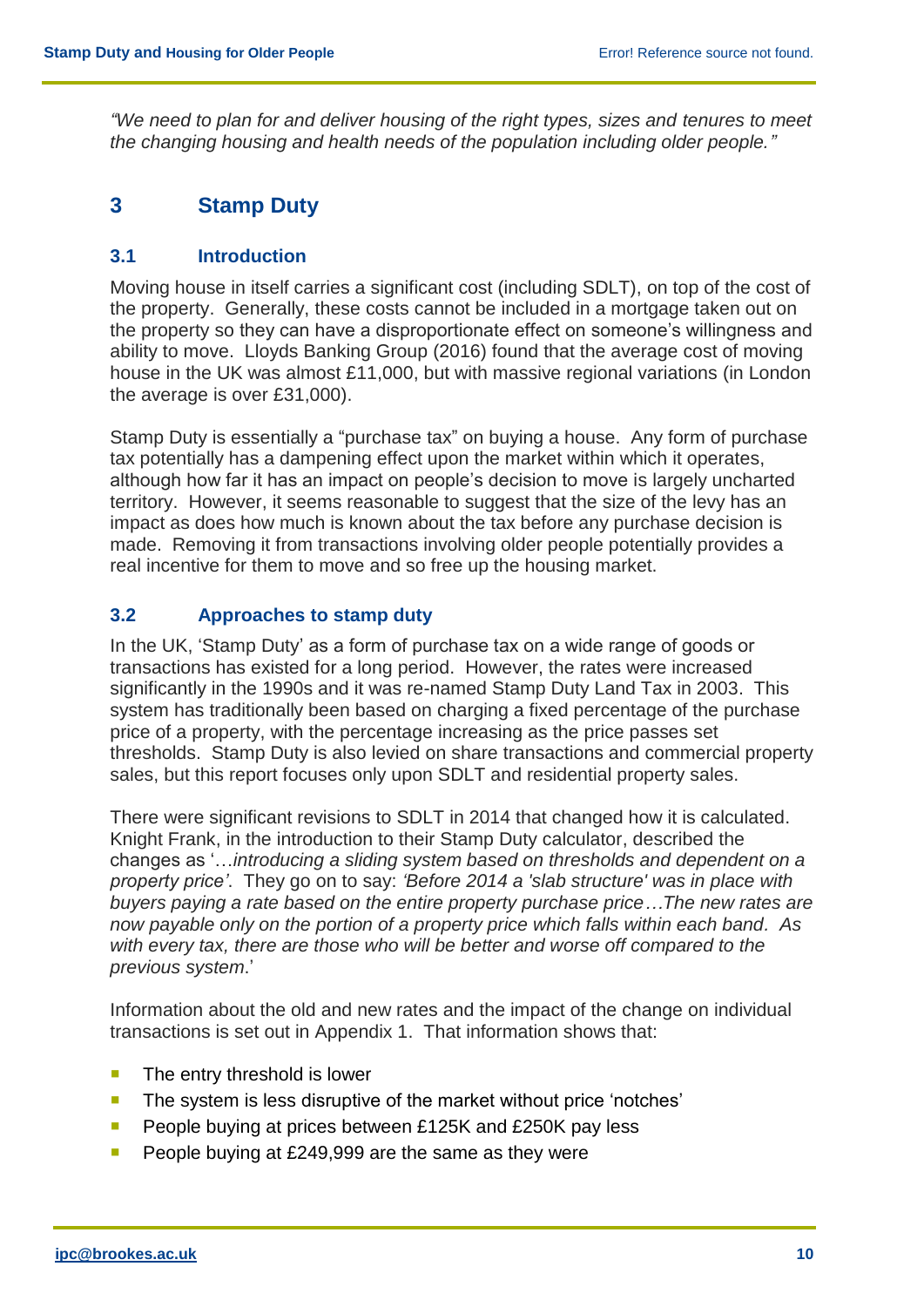*"We need to plan for and deliver housing of the right types, sizes and tenures to meet the changing housing and health needs of the population including older people."*

# 3 Stamp Duty

## 3.1 Introduction

Moving house in itself carries a significant cost (including SDLT), on top of the cost of the property. Generally, these costs cannot be included in a mortgage taken out on the property so they can have a disproportionate effect on someone's willingness and ability to move. Lloyds Banking Group (2016) found that the average cost of moving house in the UK was almost £11,000, but with massive regional variations (in London the average is over £31,000).

Stamp Duty is essentially a "purchase tax" on buying a house. Any form of purchase tax potentially has a dampening effect upon the market within which it operates, although how far it has an impact on people's decision to move is largely uncharted territory. However, it seems reasonable to suggest that the size of the levy has an impact as does how much is known about the tax before any purchase decision is made. Removing it from transactions involving older people potentially provides a real incentive for them to move and so free up the housing market.

## 3.2 Approaches to stamp duty

In the UK, 'Stamp Duty' as a form of purchase tax on a wide range of goods or transactions has existed for a long period. However, the rates were increased significantly in the 1990s and it was re-named Stamp Duty Land Tax in 2003. This system has traditionally been based on charging a fixed percentage of the purchase price of a property, with the percentage increasing as the price passes set thresholds. Stamp Duty is also levied on share transactions and commercial property sales, but this report focuses only upon SDLT and residential property sales.

There were significant revisions to SDLT in 2014 that changed how it is calculated. Knight Frank, in the introduction to their Stamp Duty calculator, described the changes as '…*introducing a sliding system based on thresholds and dependent on a property price'*. They go on to say: *'Before 2014 a 'slab structure' was in place with buyers paying a rate based on the entire property purchase price…The new rates are now payable only on the portion of a property price which falls within each band. As with every tax, there are those who will be better and worse off compared to the previous system*.'

Information about the old and new rates and the impact of the change on individual transactions is set out in Appendix 1. That information shows that:

- The entry threshold is lower
- The system is less disruptive of the market without price 'notches'
- People buying at prices between £125K and £250K pay less
- People buying at £249,999 are the same as they were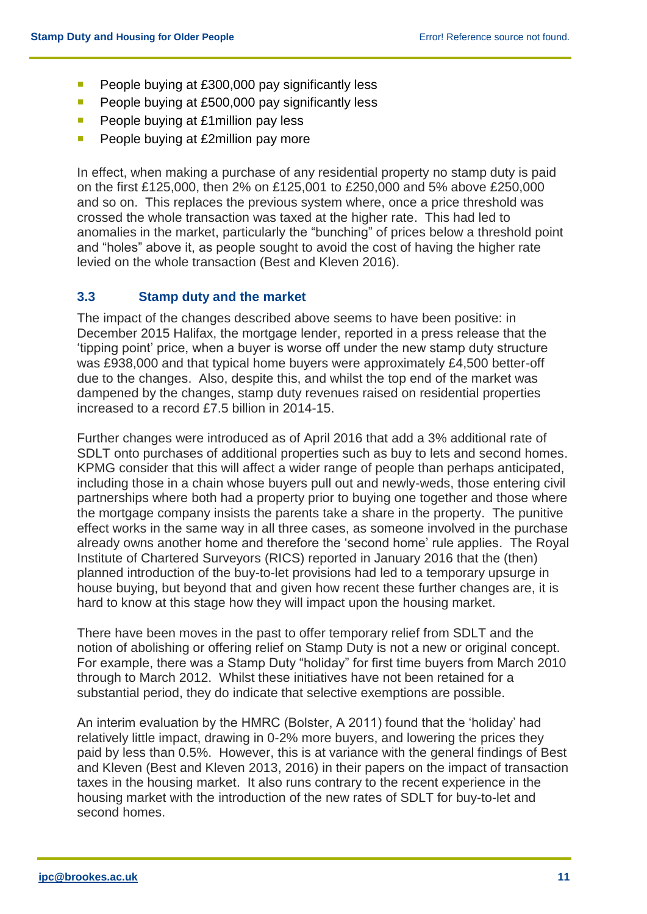- People buying at £300,000 pay significantly less
- People buying at £500,000 pay significantly less
- People buying at £1million pay less
- People buying at £2million pay more

In effect, when making a purchase of any residential property no stamp duty is paid on the first £125,000, then 2% on £125,001 to £250,000 and 5% above £250,000 and so on. This replaces the previous system where, once a price threshold was crossed the whole transaction was taxed at the higher rate. This had led to anomalies in the market, particularly the "bunching" of prices below a threshold point and "holes" above it, as people sought to avoid the cost of having the higher rate levied on the whole transaction (Best and Kleven 2016).

### 3.3 Stamp duty and the market

The impact of the changes described above seems to have been positive: in December 2015 Halifax, the mortgage lender, reported in a press release that the 'tipping point' price, when a buyer is worse off under the new stamp duty structure was £938,000 and that typical home buyers were approximately £4,500 better-off due to the changes. Also, despite this, and whilst the top end of the market was dampened by the changes, stamp duty revenues raised on residential properties increased to a record £7.5 billion in 2014-15.

Further changes were introduced as of April 2016 that add a 3% additional rate of SDLT onto purchases of additional properties such as buy to lets and second homes. KPMG consider that this will affect a wider range of people than perhaps anticipated, including those in a chain whose buyers pull out and newly-weds, those entering civil partnerships where both had a property prior to buying one together and those where the mortgage company insists the parents take a share in the property. The punitive effect works in the same way in all three cases, as someone involved in the purchase already owns another home and therefore the 'second home' rule applies. The Royal Institute of Chartered Surveyors (RICS) reported in January 2016 that the (then) planned introduction of the buy-to-let provisions had led to a temporary upsurge in house buying, but beyond that and given how recent these further changes are, it is hard to know at this stage how they will impact upon the housing market.

There have been moves in the past to offer temporary relief from SDLT and the notion of abolishing or offering relief on Stamp Duty is not a new or original concept. For example, there was a Stamp Duty "holiday" for first time buyers from March 2010 through to March 2012. Whilst these initiatives have not been retained for a substantial period, they do indicate that selective exemptions are possible.

An interim evaluation by the HMRC (Bolster, A 2011) found that the 'holiday' had relatively little impact, drawing in 0-2% more buyers, and lowering the prices they paid by less than 0.5%. However, this is at variance with the general findings of Best and Kleven (Best and Kleven 2013, 2016) in their papers on the impact of transaction taxes in the housing market. It also runs contrary to the recent experience in the housing market with the introduction of the new rates of SDLT for buy-to-let and second homes.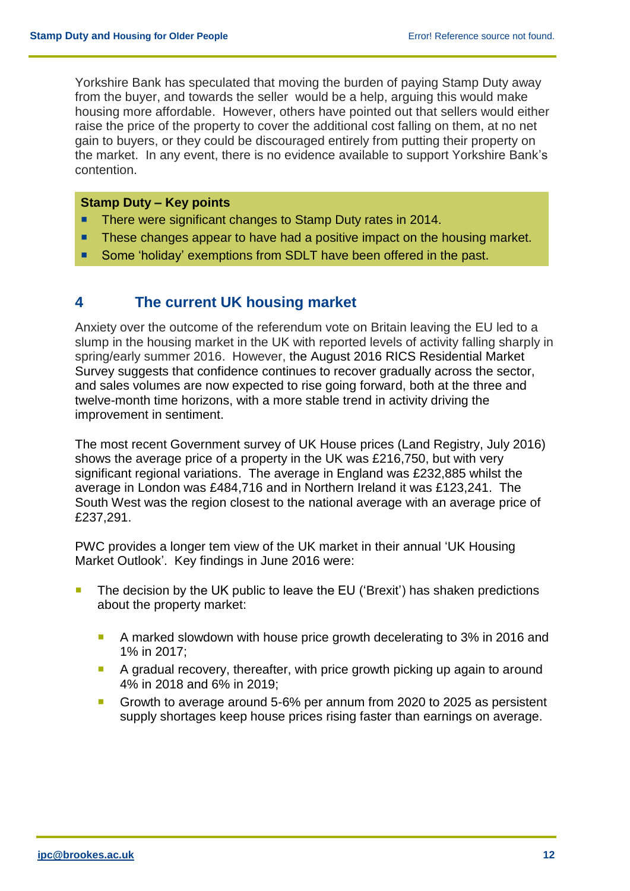Yorkshire Bank has speculated that moving the burden of paying Stamp Duty away from the buyer, and towards the seller would be a help, arguing this would make housing more affordable. However, others have pointed out that sellers would either raise the price of the property to cover the additional cost falling on them, at no net gain to buyers, or they could be discouraged entirely from putting their property on the market. In any event, there is no evidence available to support Yorkshire Bank's contention.

**Stamp Duty – Key points**

- There were significant changes to Stamp Duty rates in 2014.
- These changes appear to have had a positive impact on the housing market.
- Some 'holiday' exemptions from SDLT have been offered in the past.

## 4 The current UK housing market

Anxiety over the outcome of the referendum vote on Britain leaving the EU led to a slump in the housing market in the UK with reported levels of activity falling sharply in spring/early summer 2016. However, the August 2016 RICS Residential Market Survey suggests that confidence continues to recover gradually across the sector, and sales volumes are now expected to rise going forward, both at the three and twelve-month time horizons, with a more stable trend in activity driving the improvement in sentiment.

The most recent Government survey of UK House prices (Land Registry, July 2016) shows the average price of a property in the UK was £216,750, but with very significant regional variations. The average in England was £232,885 whilst the average in London was £484,716 and in Northern Ireland it was £123,241. The South West was the region closest to the national average with an average price of £237,291.

PWC provides a longer tem view of the UK market in their annual 'UK Housing Market Outlook'. Key findings in June 2016 were:

- The decision by the UK public to leave the EU ('Brexit') has shaken predictions about the property market:
  - A marked slowdown with house price growth decelerating to 3% in 2016 and 1% in 2017;
  - A gradual recovery, thereafter, with price growth picking up again to around 4% in 2018 and 6% in 2019;
  - Growth to average around 5-6% per annum from 2020 to 2025 as persistent supply shortages keep house prices rising faster than earnings on average.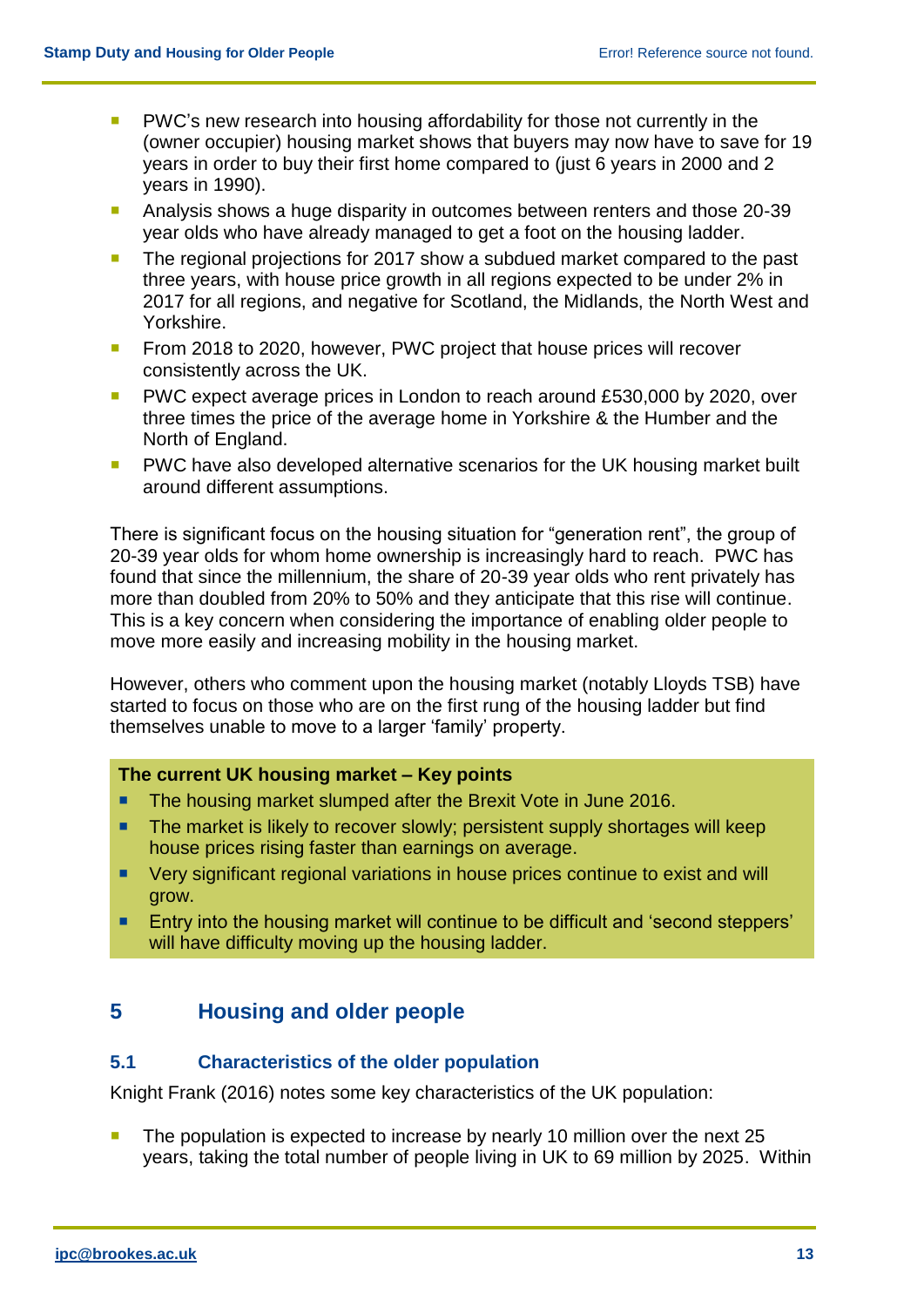- PWC's new research into housing affordability for those not currently in the (owner occupier) housing market shows that buyers may now have to save for 19 years in order to buy their first home compared to (just 6 years in 2000 and 2 years in 1990).
- Analysis shows a huge disparity in outcomes between renters and those 20-39 year olds who have already managed to get a foot on the housing ladder.
- The regional projections for 2017 show a subdued market compared to the past three years, with house price growth in all regions expected to be under 2% in 2017 for all regions, and negative for Scotland, the Midlands, the North West and Yorkshire.
- From 2018 to 2020, however, PWC project that house prices will recover consistently across the UK.
- PWC expect average prices in London to reach around £530,000 by 2020, over three times the price of the average home in Yorkshire & the Humber and the North of England.
- PWC have also developed alternative scenarios for the UK housing market built around different assumptions.

There is significant focus on the housing situation for "generation rent", the group of 20-39 year olds for whom home ownership is increasingly hard to reach. PWC has found that since the millennium, the share of 20-39 year olds who rent privately has more than doubled from 20% to 50% and they anticipate that this rise will continue. This is a key concern when considering the importance of enabling older people to move more easily and increasing mobility in the housing market.

However, others who comment upon the housing market (notably Lloyds TSB) have started to focus on those who are on the first rung of the housing ladder but find themselves unable to move to a larger 'family' property.

**The current UK housing market – Key points**

- The housing market slumped after the Brexit Vote in June 2016.
- The market is likely to recover slowly; persistent supply shortages will keep house prices rising faster than earnings on average.
- Very significant regional variations in house prices continue to exist and will grow.
- Entry into the housing market will continue to be difficult and 'second steppers' will have difficulty moving up the housing ladder.

# 5 Housing and older people

## 5.1 Characteristics of the older population

Knight Frank (2016) notes some key characteristics of the UK population:

- The population is expected to increase by nearly 10 million over the next 25 years, taking the total number of people living in UK to 69 million by 2025. Within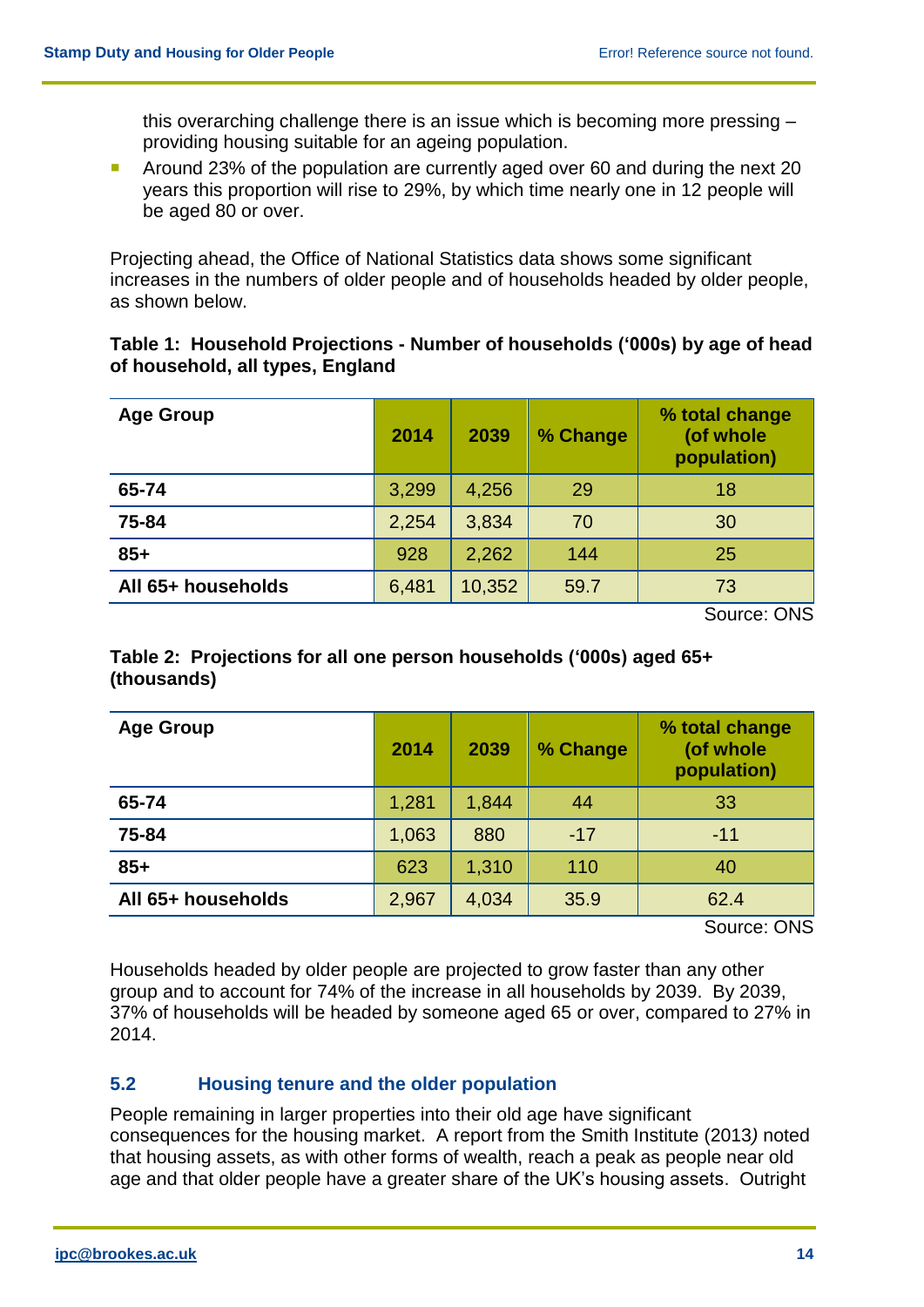this overarching challenge there is an issue which is becoming more pressing – providing housing suitable for an ageing population.

- Around 23% of the population are currently aged over 60 and during the next 20 years this proportion will rise to 29%, by which time nearly one in 12 people will be aged 80 or over.

Projecting ahead, the Office of National Statistics data shows some significant increases in the numbers of older people and of households headed by older people, as shown below.

**Table 1: Household Projections - Number of households ('000s) by age of head of household, all types, England**

| Age Group | 2014 | 2039 | % Change | % total change (of whole population) |
|---|---|---|---|---|
| **65-74** | 3,299 | 4,256 | 29 | 18 |
| **75-84** | 2,254 | 3,834 | 70 | 30 |
| **85+** | 928 | 2,262 | 144 | 25 |
| **All 65+ households** | 6,481 | 10,352 | 59.7 | 73 |

Source: ONS

**Table 2: Projections for all one person households ('000s) aged 65+ (thousands)**

| Age Group | 2014 | 2039 | % Change | % total change (of whole population) |
|---|---|---|---|---|
| **65-74** | 1,281 | 1,844 | 44 | 33 |
| **75-84** | 1,063 | 880 | -17 | -11 |
| **85+** | 623 | 1,310 | 110 | 40 |
| **All 65+ households** | 2,967 | 4,034 | 35.9 | 62.4 |

Source: ONS

Households headed by older people are projected to grow faster than any other group and to account for 74% of the increase in all households by 2039. By 2039, 37% of households will be headed by someone aged 65 or over, compared to 27% in 2014.

## 5.2 Housing tenure and the older population

People remaining in larger properties into their old age have significant consequences for the housing market. A report from the Smith Institute (2013) noted that housing assets, as with other forms of wealth, reach a peak as people near old age and that older people have a greater share of the UK's housing assets. Outright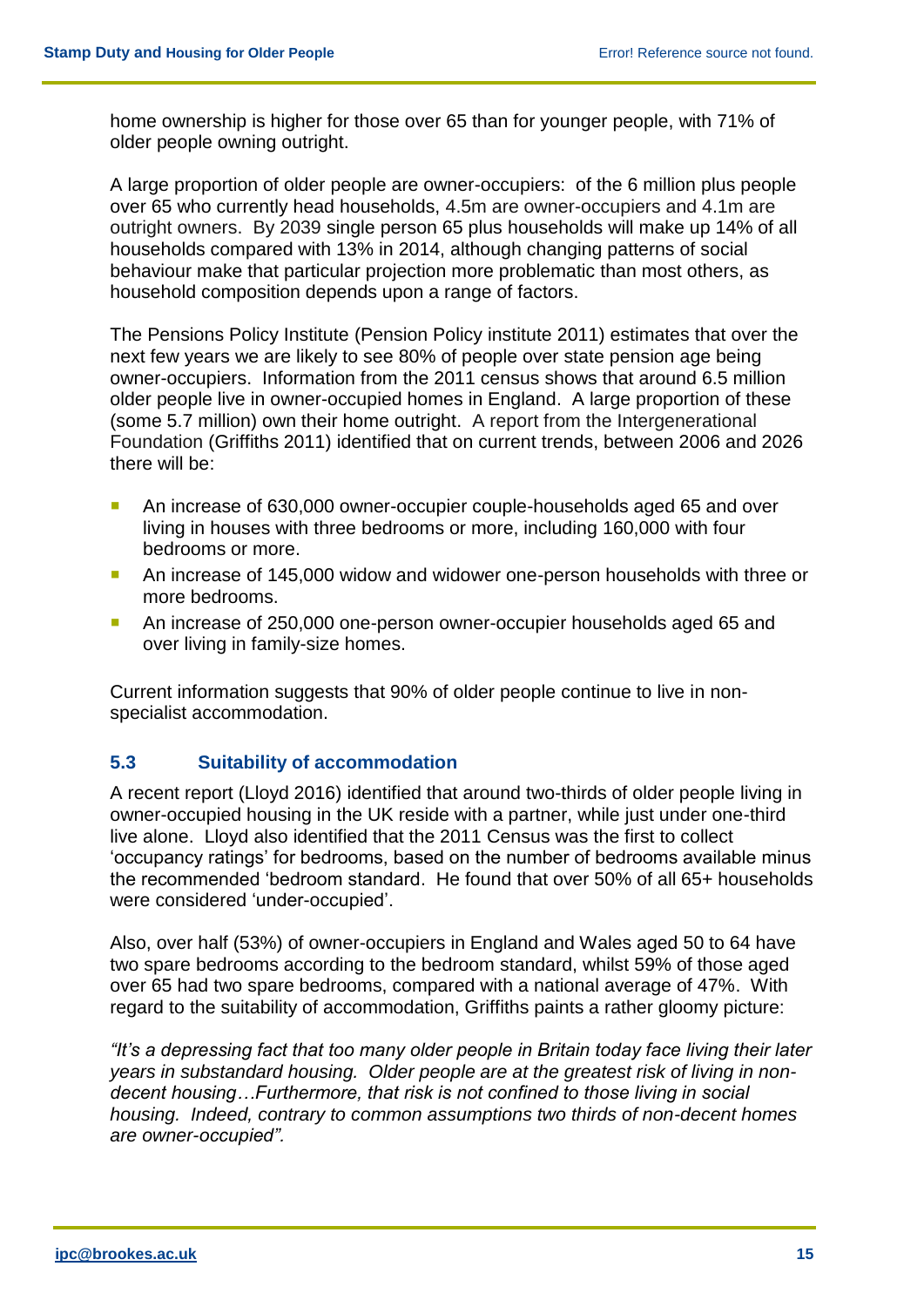home ownership is higher for those over 65 than for younger people, with 71% of older people owning outright.

A large proportion of older people are owner-occupiers: of the 6 million plus people over 65 who currently head households, 4.5m are owner-occupiers and 4.1m are outright owners. By 2039 single person 65 plus households will make up 14% of all households compared with 13% in 2014, although changing patterns of social behaviour make that particular projection more problematic than most others, as household composition depends upon a range of factors.

The Pensions Policy Institute (Pension Policy institute 2011) estimates that over the next few years we are likely to see 80% of people over state pension age being owner-occupiers. Information from the 2011 census shows that around 6.5 million older people live in owner-occupied homes in England. A large proportion of these (some 5.7 million) own their home outright. A report from the Intergenerational Foundation (Griffiths 2011) identified that on current trends, between 2006 and 2026 there will be:

- An increase of 630,000 owner-occupier couple-households aged 65 and over living in houses with three bedrooms or more, including 160,000 with four bedrooms or more.
- An increase of 145,000 widow and widower one-person households with three or more bedrooms.
- An increase of 250,000 one-person owner-occupier households aged 65 and over living in family-size homes.

Current information suggests that 90% of older people continue to live in non-specialist accommodation.

### 5.3 Suitability of accommodation

A recent report (Lloyd 2016) identified that around two-thirds of older people living in owner-occupied housing in the UK reside with a partner, while just under one-third live alone. Lloyd also identified that the 2011 Census was the first to collect 'occupancy ratings' for bedrooms, based on the number of bedrooms available minus the recommended 'bedroom standard. He found that over 50% of all 65+ households were considered 'under-occupied'.

Also, over half (53%) of owner-occupiers in England and Wales aged 50 to 64 have two spare bedrooms according to the bedroom standard, whilst 59% of those aged over 65 had two spare bedrooms, compared with a national average of 47%. With regard to the suitability of accommodation, Griffiths paints a rather gloomy picture:

*"It's a depressing fact that too many older people in Britain today face living their later years in substandard housing. Older people are at the greatest risk of living in non-decent housing…Furthermore, that risk is not confined to those living in social housing. Indeed, contrary to common assumptions two thirds of non-decent homes are owner-occupied".*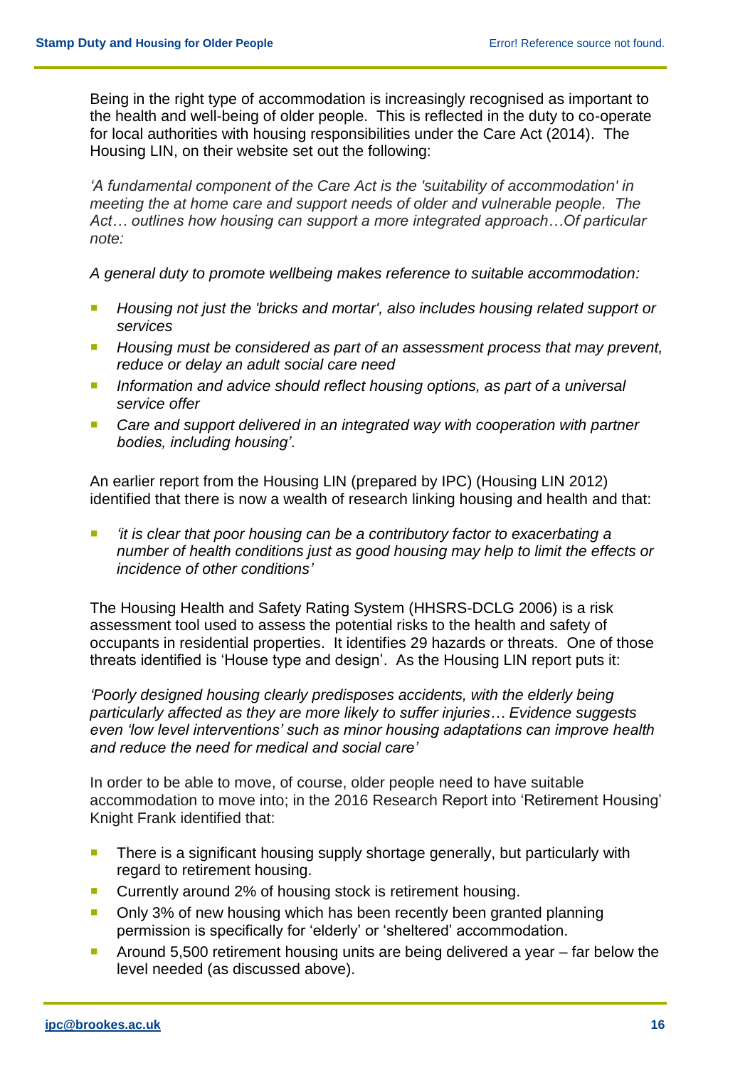Being in the right type of accommodation is increasingly recognised as important to the health and well-being of older people. This is reflected in the duty to co-operate for local authorities with housing responsibilities under the Care Act (2014). The Housing LIN, on their website set out the following:

*'A fundamental component of the Care Act is the 'suitability of accommodation' in meeting the at home care and support needs of older and vulnerable people. The Act… outlines how housing can support a more integrated approach…Of particular note:*

*A general duty to promote wellbeing makes reference to suitable accommodation:*

- *Housing not just the 'bricks and mortar', also includes housing related support or services*
- *Housing must be considered as part of an assessment process that may prevent, reduce or delay an adult social care need*
- *Information and advice should reflect housing options, as part of a universal service offer*
- *Care and support delivered in an integrated way with cooperation with partner bodies, including housing'*.

An earlier report from the Housing LIN (prepared by IPC) (Housing LIN 2012) identified that there is now a wealth of research linking housing and health and that:

- *'it is clear that poor housing can be a contributory factor to exacerbating a number of health conditions just as good housing may help to limit the effects or incidence of other conditions'*

The Housing Health and Safety Rating System (HHSRS-DCLG 2006) is a risk assessment tool used to assess the potential risks to the health and safety of occupants in residential properties. It identifies 29 hazards or threats. One of those threats identified is 'House type and design'. As the Housing LIN report puts it:

*'Poorly designed housing clearly predisposes accidents, with the elderly being particularly affected as they are more likely to suffer injuries… Evidence suggests even 'low level interventions' such as minor housing adaptations can improve health and reduce the need for medical and social care'*

In order to be able to move, of course, older people need to have suitable accommodation to move into; in the 2016 Research Report into 'Retirement Housing' Knight Frank identified that:

- There is a significant housing supply shortage generally, but particularly with regard to retirement housing.
- Currently around 2% of housing stock is retirement housing.
- Only 3% of new housing which has been recently been granted planning permission is specifically for 'elderly' or 'sheltered' accommodation.
- Around 5,500 retirement housing units are being delivered a year – far below the level needed (as discussed above).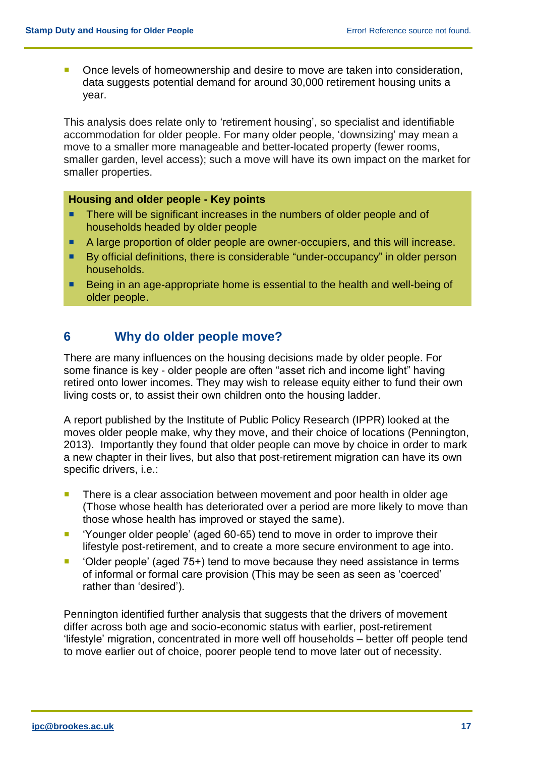- Once levels of homeownership and desire to move are taken into consideration, data suggests potential demand for around 30,000 retirement housing units a year.

This analysis does relate only to 'retirement housing', so specialist and identifiable accommodation for older people. For many older people, 'downsizing' may mean a move to a smaller more manageable and better-located property (fewer rooms, smaller garden, level access); such a move will have its own impact on the market for smaller properties.

**Housing and older people - Key points**

- There will be significant increases in the numbers of older people and of households headed by older people
- A large proportion of older people are owner-occupiers, and this will increase.
- By official definitions, there is considerable "under-occupancy" in older person households.
- Being in an age-appropriate home is essential to the health and well-being of older people.

## 6 Why do older people move?

There are many influences on the housing decisions made by older people. For some finance is key - older people are often "asset rich and income light" having retired onto lower incomes. They may wish to release equity either to fund their own living costs or, to assist their own children onto the housing ladder.

A report published by the Institute of Public Policy Research (IPPR) looked at the moves older people make, why they move, and their choice of locations (Pennington, 2013). Importantly they found that older people can move by choice in order to mark a new chapter in their lives, but also that post-retirement migration can have its own specific drivers, i.e.:

- There is a clear association between movement and poor health in older age (Those whose health has deteriorated over a period are more likely to move than those whose health has improved or stayed the same).
- 'Younger older people' (aged 60-65) tend to move in order to improve their lifestyle post-retirement, and to create a more secure environment to age into.
- 'Older people' (aged 75+) tend to move because they need assistance in terms of informal or formal care provision (This may be seen as seen as 'coerced' rather than 'desired').

Pennington identified further analysis that suggests that the drivers of movement differ across both age and socio-economic status with earlier, post-retirement 'lifestyle' migration, concentrated in more well off households – better off people tend to move earlier out of choice, poorer people tend to move later out of necessity.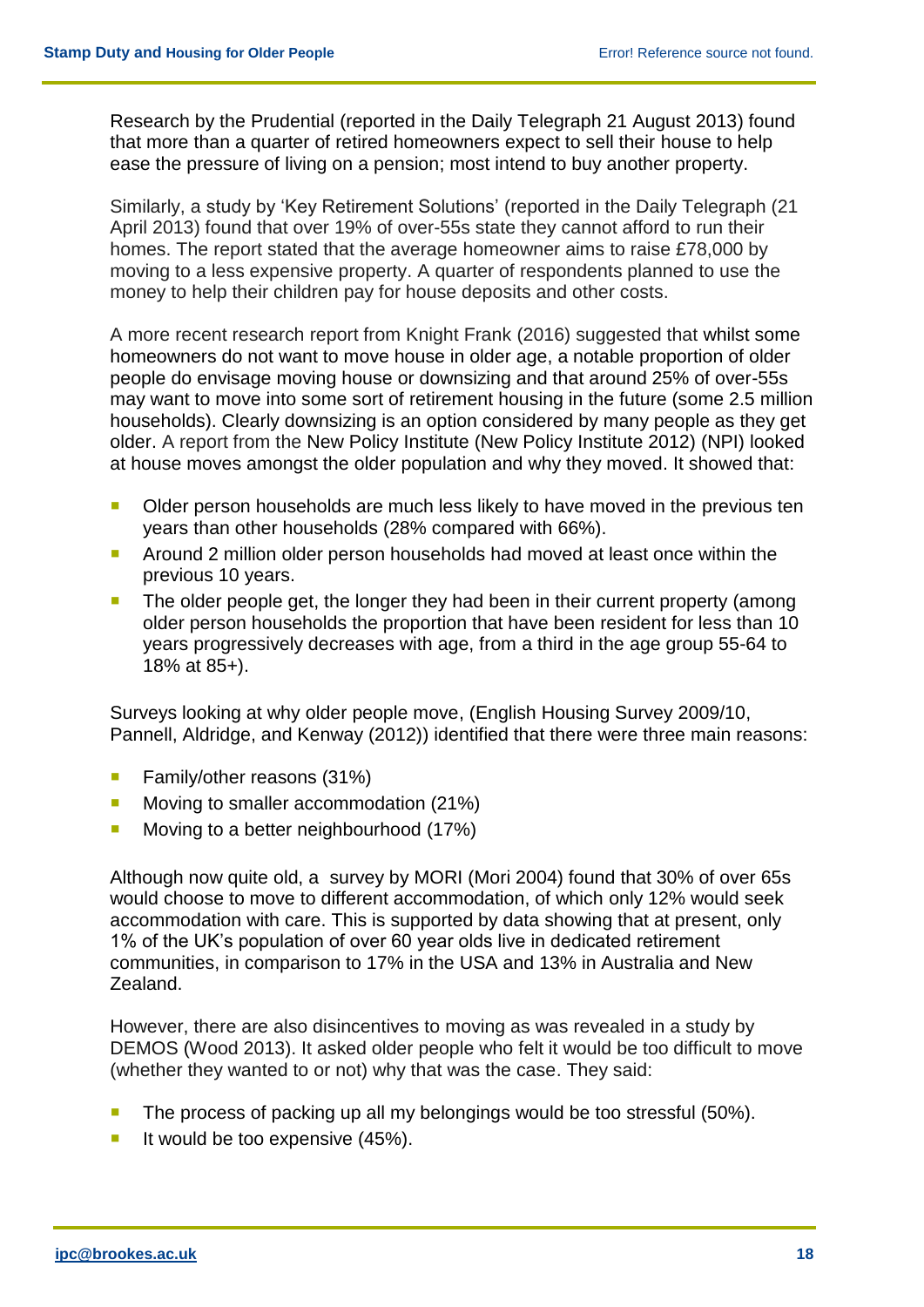Research by the Prudential (reported in the Daily Telegraph 21 August 2013) found that more than a quarter of retired homeowners expect to sell their house to help ease the pressure of living on a pension; most intend to buy another property.

Similarly, a study by 'Key Retirement Solutions' (reported in the Daily Telegraph (21 April 2013) found that over 19% of over-55s state they cannot afford to run their homes. The report stated that the average homeowner aims to raise £78,000 by moving to a less expensive property. A quarter of respondents planned to use the money to help their children pay for house deposits and other costs.

A more recent research report from Knight Frank (2016) suggested that whilst some homeowners do not want to move house in older age, a notable proportion of older people do envisage moving house or downsizing and that around 25% of over-55s may want to move into some sort of retirement housing in the future (some 2.5 million households). Clearly downsizing is an option considered by many people as they get older. A report from the New Policy Institute (New Policy Institute 2012) (NPI) looked at house moves amongst the older population and why they moved. It showed that:

- Older person households are much less likely to have moved in the previous ten years than other households (28% compared with 66%).
- Around 2 million older person households had moved at least once within the previous 10 years.
- The older people get, the longer they had been in their current property (among older person households the proportion that have been resident for less than 10 years progressively decreases with age, from a third in the age group 55-64 to 18% at 85+).

Surveys looking at why older people move, (English Housing Survey 2009/10, Pannell, Aldridge, and Kenway (2012)) identified that there were three main reasons:

- Family/other reasons (31%)
- Moving to smaller accommodation (21%)
- Moving to a better neighbourhood (17%)

Although now quite old, a survey by MORI (Mori 2004) found that 30% of over 65s would choose to move to different accommodation, of which only 12% would seek accommodation with care. This is supported by data showing that at present, only 1% of the UK's population of over 60 year olds live in dedicated retirement communities, in comparison to 17% in the USA and 13% in Australia and New Zealand.

However, there are also disincentives to moving as was revealed in a study by DEMOS (Wood 2013). It asked older people who felt it would be too difficult to move (whether they wanted to or not) why that was the case. They said:

- The process of packing up all my belongings would be too stressful (50%).
- It would be too expensive (45%).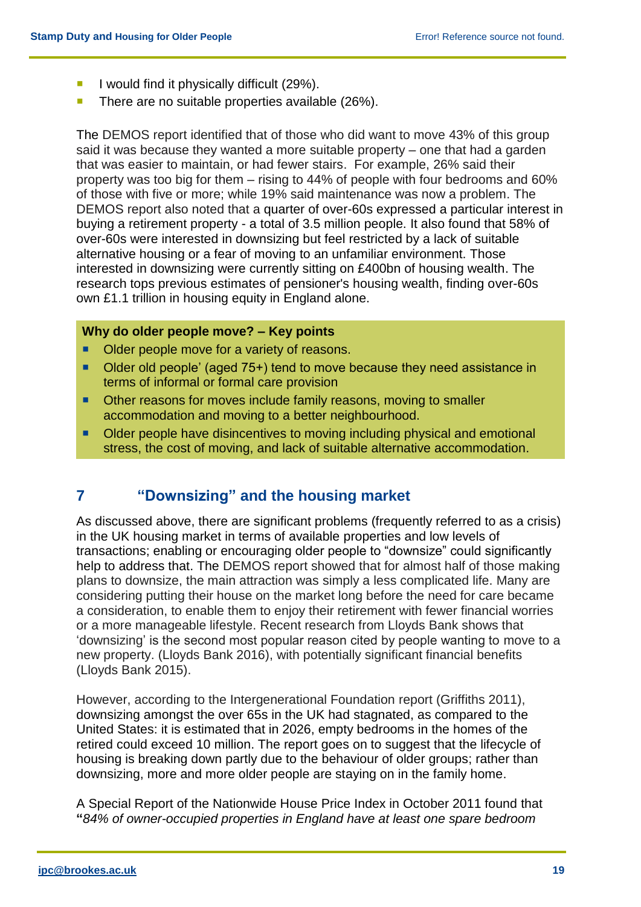- I would find it physically difficult (29%).
- There are no suitable properties available (26%).

The DEMOS report identified that of those who did want to move 43% of this group said it was because they wanted a more suitable property – one that had a garden that was easier to maintain, or had fewer stairs. For example, 26% said their property was too big for them – rising to 44% of people with four bedrooms and 60% of those with five or more; while 19% said maintenance was now a problem. The DEMOS report also noted that a quarter of over-60s expressed a particular interest in buying a retirement property - a total of 3.5 million people. It also found that 58% of over-60s were interested in downsizing but feel restricted by a lack of suitable alternative housing or a fear of moving to an unfamiliar environment. Those interested in downsizing were currently sitting on £400bn of housing wealth. The research tops previous estimates of pensioner's housing wealth, finding over-60s own £1.1 trillion in housing equity in England alone.

**Why do older people move? – Key points**

- Older people move for a variety of reasons.
- Older old people' (aged 75+) tend to move because they need assistance in terms of informal or formal care provision
- Other reasons for moves include family reasons, moving to smaller accommodation and moving to a better neighbourhood.
- Older people have disincentives to moving including physical and emotional stress, the cost of moving, and lack of suitable alternative accommodation.

## 7 "Downsizing" and the housing market

As discussed above, there are significant problems (frequently referred to as a crisis) in the UK housing market in terms of available properties and low levels of transactions; enabling or encouraging older people to "downsize" could significantly help to address that. The DEMOS report showed that for almost half of those making plans to downsize, the main attraction was simply a less complicated life. Many are considering putting their house on the market long before the need for care became a consideration, to enable them to enjoy their retirement with fewer financial worries or a more manageable lifestyle. Recent research from Lloyds Bank shows that 'downsizing' is the second most popular reason cited by people wanting to move to a new property. (Lloyds Bank 2016), with potentially significant financial benefits (Lloyds Bank 2015).

However, according to the Intergenerational Foundation report (Griffiths 2011), downsizing amongst the over 65s in the UK had stagnated, as compared to the United States: it is estimated that in 2026, empty bedrooms in the homes of the retired could exceed 10 million. The report goes on to suggest that the lifecycle of housing is breaking down partly due to the behaviour of older groups; rather than downsizing, more and more older people are staying on in the family home.

A Special Report of the Nationwide House Price Index in October 2011 found that **"***84% of owner-occupied properties in England have at least one spare bedroom*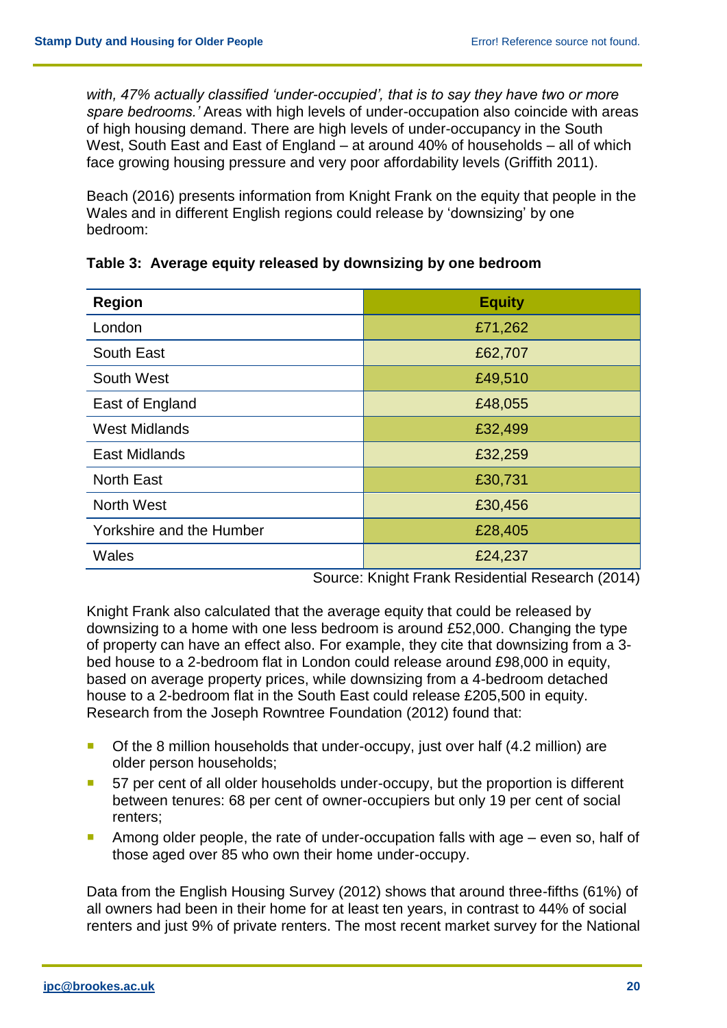*with, 47% actually classified 'under-occupied', that is to say they have two or more spare bedrooms.'* Areas with high levels of under-occupation also coincide with areas of high housing demand. There are high levels of under-occupancy in the South West, South East and East of England – at around 40% of households – all of which face growing housing pressure and very poor affordability levels (Griffith 2011).

Beach (2016) presents information from Knight Frank on the equity that people in the Wales and in different English regions could release by 'downsizing' by one bedroom:

**Table 3: Average equity released by downsizing by one bedroom**

| Region | Equity |
|---|---|
| London | £71,262 |
| South East | £62,707 |
| South West | £49,510 |
| East of England | £48,055 |
| West Midlands | £32,499 |
| East Midlands | £32,259 |
| North East | £30,731 |
| North West | £30,456 |
| Yorkshire and the Humber | £28,405 |
| Wales | £24,237 |

Source: Knight Frank Residential Research (2014)

Knight Frank also calculated that the average equity that could be released by downsizing to a home with one less bedroom is around £52,000. Changing the type of property can have an effect also. For example, they cite that downsizing from a 3-bed house to a 2-bedroom flat in London could release around £98,000 in equity, based on average property prices, while downsizing from a 4-bedroom detached house to a 2-bedroom flat in the South East could release £205,500 in equity. Research from the Joseph Rowntree Foundation (2012) found that:

- Of the 8 million households that under-occupy, just over half (4.2 million) are older person households;
- 57 per cent of all older households under-occupy, but the proportion is different between tenures: 68 per cent of owner-occupiers but only 19 per cent of social renters;
- Among older people, the rate of under-occupation falls with age – even so, half of those aged over 85 who own their home under-occupy.

Data from the English Housing Survey (2012) shows that around three-fifths (61%) of all owners had been in their home for at least ten years, in contrast to 44% of social renters and just 9% of private renters. The most recent market survey for the National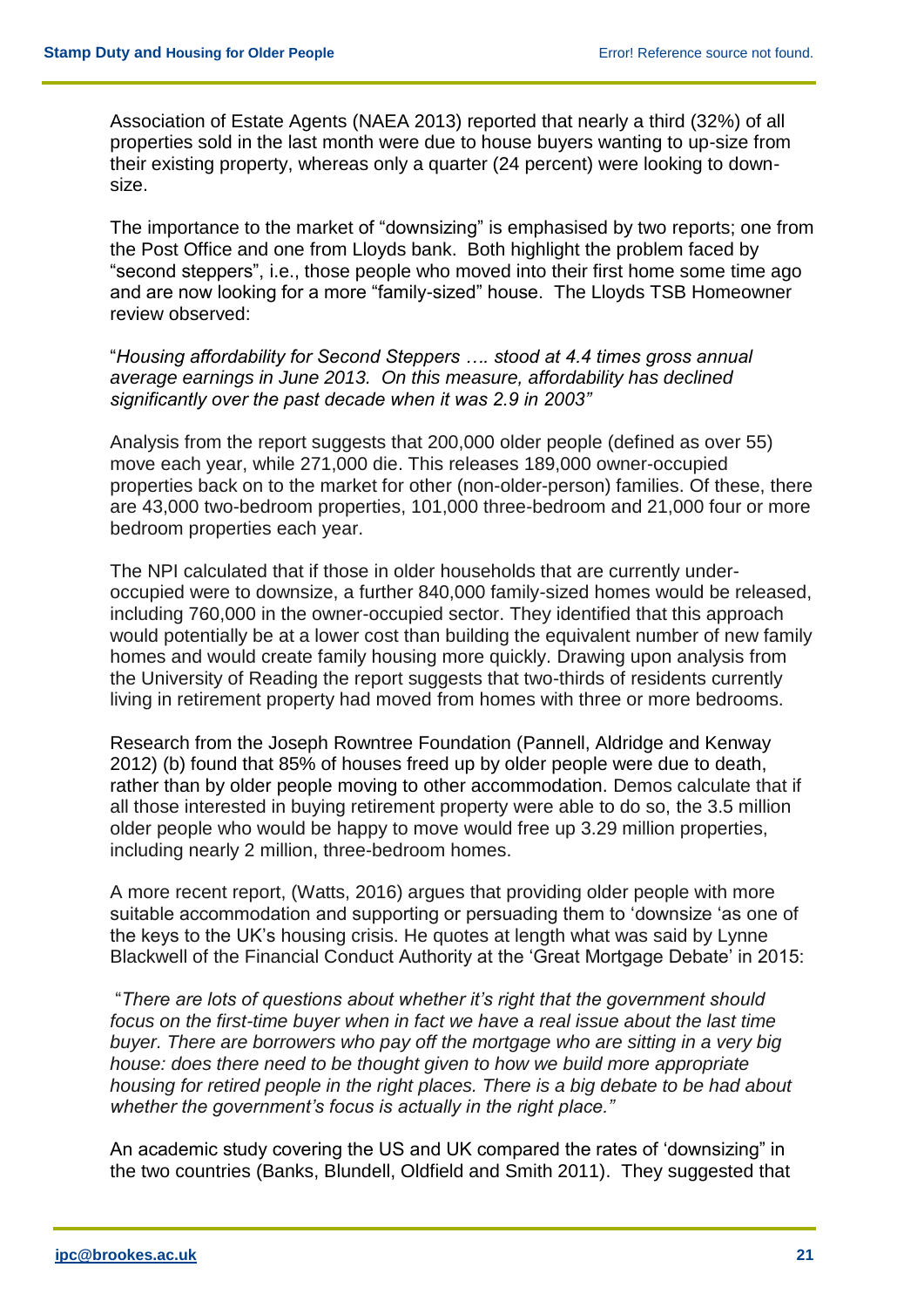Association of Estate Agents (NAEA 2013) reported that nearly a third (32%) of all properties sold in the last month were due to house buyers wanting to up-size from their existing property, whereas only a quarter (24 percent) were looking to down-size.

The importance to the market of "downsizing" is emphasised by two reports; one from the Post Office and one from Lloyds bank. Both highlight the problem faced by "second steppers", i.e., those people who moved into their first home some time ago and are now looking for a more "family-sized" house. The Lloyds TSB Homeowner review observed:

"*Housing affordability for Second Steppers …. stood at 4.4 times gross annual average earnings in June 2013. On this measure, affordability has declined significantly over the past decade when it was 2.9 in 2003"*

Analysis from the report suggests that 200,000 older people (defined as over 55) move each year, while 271,000 die. This releases 189,000 owner-occupied properties back on to the market for other (non-older-person) families. Of these, there are 43,000 two-bedroom properties, 101,000 three-bedroom and 21,000 four or more bedroom properties each year.

The NPI calculated that if those in older households that are currently under-occupied were to downsize, a further 840,000 family-sized homes would be released, including 760,000 in the owner-occupied sector. They identified that this approach would potentially be at a lower cost than building the equivalent number of new family homes and would create family housing more quickly. Drawing upon analysis from the University of Reading the report suggests that two-thirds of residents currently living in retirement property had moved from homes with three or more bedrooms.

Research from the Joseph Rowntree Foundation (Pannell, Aldridge and Kenway 2012) (b) found that 85% of houses freed up by older people were due to death, rather than by older people moving to other accommodation. Demos calculate that if all those interested in buying retirement property were able to do so, the 3.5 million older people who would be happy to move would free up 3.29 million properties, including nearly 2 million, three-bedroom homes.

A more recent report, (Watts, 2016) argues that providing older people with more suitable accommodation and supporting or persuading them to 'downsize 'as one of the keys to the UK's housing crisis. He quotes at length what was said by Lynne Blackwell of the Financial Conduct Authority at the 'Great Mortgage Debate' in 2015:

"*There are lots of questions about whether it's right that the government should focus on the first-time buyer when in fact we have a real issue about the last time buyer. There are borrowers who pay off the mortgage who are sitting in a very big house: does there need to be thought given to how we build more appropriate housing for retired people in the right places. There is a big debate to be had about whether the government's focus is actually in the right place."*

An academic study covering the US and UK compared the rates of 'downsizing" in the two countries (Banks, Blundell, Oldfield and Smith 2011). They suggested that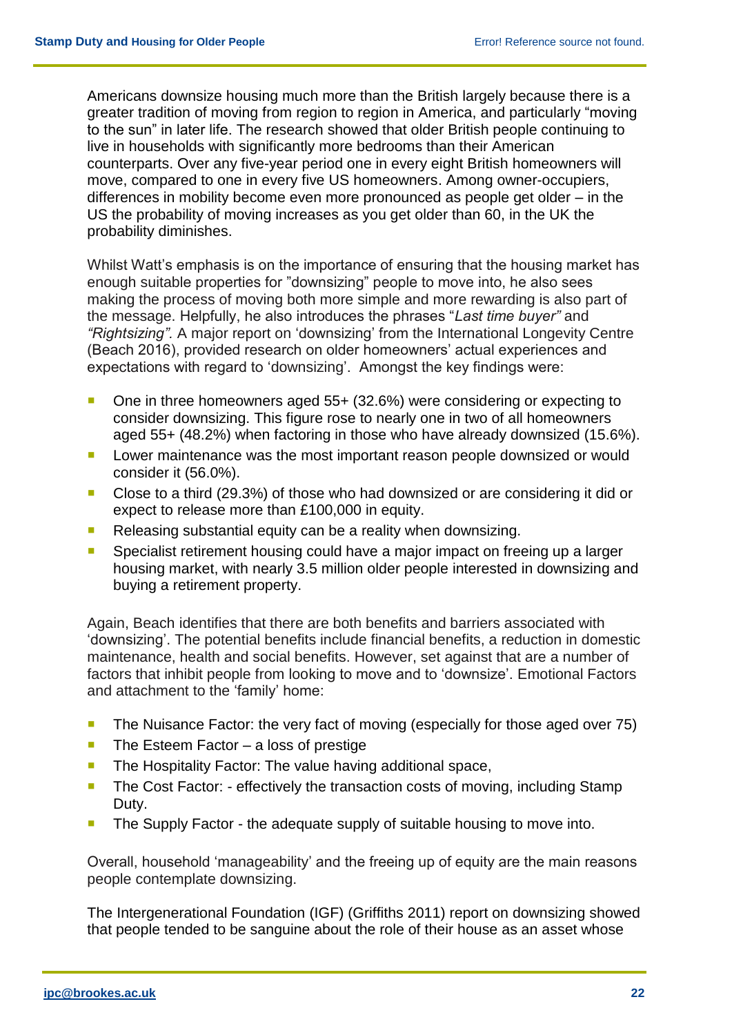Americans downsize housing much more than the British largely because there is a greater tradition of moving from region to region in America, and particularly “moving to the sun” in later life. The research showed that older British people continuing to live in households with significantly more bedrooms than their American counterparts. Over any five-year period one in every eight British homeowners will move, compared to one in every five US homeowners. Among owner-occupiers, differences in mobility become even more pronounced as people get older – in the US the probability of moving increases as you get older than 60, in the UK the probability diminishes.

Whilst Watt’s emphasis is on the importance of ensuring that the housing market has enough suitable properties for ”downsizing” people to move into, he also sees making the process of moving both more simple and more rewarding is also part of the message. Helpfully, he also introduces the phrases “*Last time buyer”* and *“Rightsizing”.* A major report on ‘downsizing’ from the International Longevity Centre (Beach 2016), provided research on older homeowners’ actual experiences and expectations with regard to ‘downsizing’. Amongst the key findings were:

- One in three homeowners aged 55+ (32.6%) were considering or expecting to consider downsizing. This figure rose to nearly one in two of all homeowners aged 55+ (48.2%) when factoring in those who have already downsized (15.6%).
- Lower maintenance was the most important reason people downsized or would consider it (56.0%).
- Close to a third (29.3%) of those who had downsized or are considering it did or expect to release more than £100,000 in equity.
- Releasing substantial equity can be a reality when downsizing.
- Specialist retirement housing could have a major impact on freeing up a larger housing market, with nearly 3.5 million older people interested in downsizing and buying a retirement property.

Again, Beach identifies that there are both benefits and barriers associated with ‘downsizing’. The potential benefits include financial benefits, a reduction in domestic maintenance, health and social benefits. However, set against that are a number of factors that inhibit people from looking to move and to ‘downsize’. Emotional Factors and attachment to the ‘family’ home:

- The Nuisance Factor: the very fact of moving (especially for those aged over 75)
- The Esteem Factor – a loss of prestige
- The Hospitality Factor: The value having additional space,
- The Cost Factor: - effectively the transaction costs of moving, including Stamp Duty.
- The Supply Factor - the adequate supply of suitable housing to move into.

Overall, household ‘manageability’ and the freeing up of equity are the main reasons people contemplate downsizing.

The Intergenerational Foundation (IGF) (Griffiths 2011) report on downsizing showed that people tended to be sanguine about the role of their house as an asset whose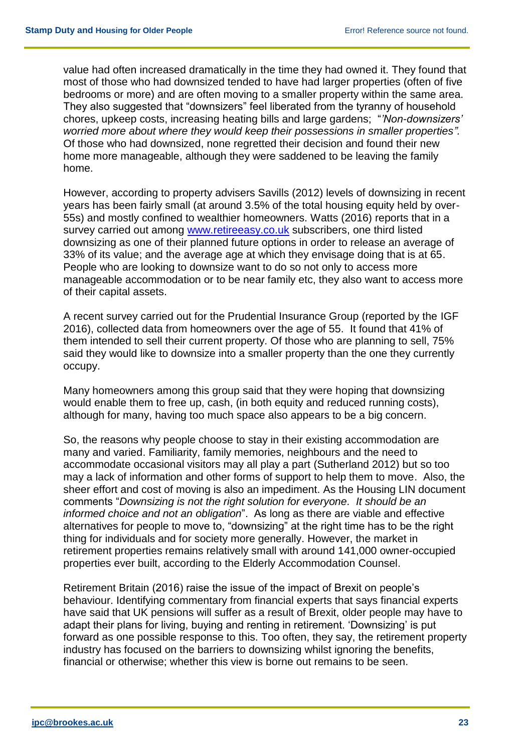value had often increased dramatically in the time they had owned it. They found that most of those who had downsized tended to have had larger properties (often of five bedrooms or more) and are often moving to a smaller property within the same area. They also suggested that "downsizers" feel liberated from the tyranny of household chores, upkeep costs, increasing heating bills and large gardens; "*'Non-downsizers' worried more about where they would keep their possessions in smaller properties".* Of those who had downsized, none regretted their decision and found their new home more manageable, although they were saddened to be leaving the family home.

However, according to property advisers Savills (2012) levels of downsizing in recent years has been fairly small (at around 3.5% of the total housing equity held by over-55s) and mostly confined to wealthier homeowners. Watts (2016) reports that in a survey carried out among [www.retireeasy.co.uk](http://www.retireeasy.co.uk) subscribers, one third listed downsizing as one of their planned future options in order to release an average of 33% of its value; and the average age at which they envisage doing that is at 65. People who are looking to downsize want to do so not only to access more manageable accommodation or to be near family etc, they also want to access more of their capital assets.

A recent survey carried out for the Prudential Insurance Group (reported by the IGF 2016), collected data from homeowners over the age of 55. It found that 41% of them intended to sell their current property. Of those who are planning to sell, 75% said they would like to downsize into a smaller property than the one they currently occupy.

Many homeowners among this group said that they were hoping that downsizing would enable them to free up, cash, (in both equity and reduced running costs), although for many, having too much space also appears to be a big concern.

So, the reasons why people choose to stay in their existing accommodation are many and varied. Familiarity, family memories, neighbours and the need to accommodate occasional visitors may all play a part (Sutherland 2012) but so too may a lack of information and other forms of support to help them to move. Also, the sheer effort and cost of moving is also an impediment. As the Housing LIN document comments "*Downsizing is not the right solution for everyone. It should be an informed choice and not an obligation*". As long as there are viable and effective alternatives for people to move to, "downsizing" at the right time has to be the right thing for individuals and for society more generally. However, the market in retirement properties remains relatively small with around 141,000 owner-occupied properties ever built, according to the Elderly Accommodation Counsel.

Retirement Britain (2016) raise the issue of the impact of Brexit on people's behaviour. Identifying commentary from financial experts that says financial experts have said that UK pensions will suffer as a result of Brexit, older people may have to adapt their plans for living, buying and renting in retirement. 'Downsizing' is put forward as one possible response to this. Too often, they say, the retirement property industry has focused on the barriers to downsizing whilst ignoring the benefits, financial or otherwise; whether this view is borne out remains to be seen.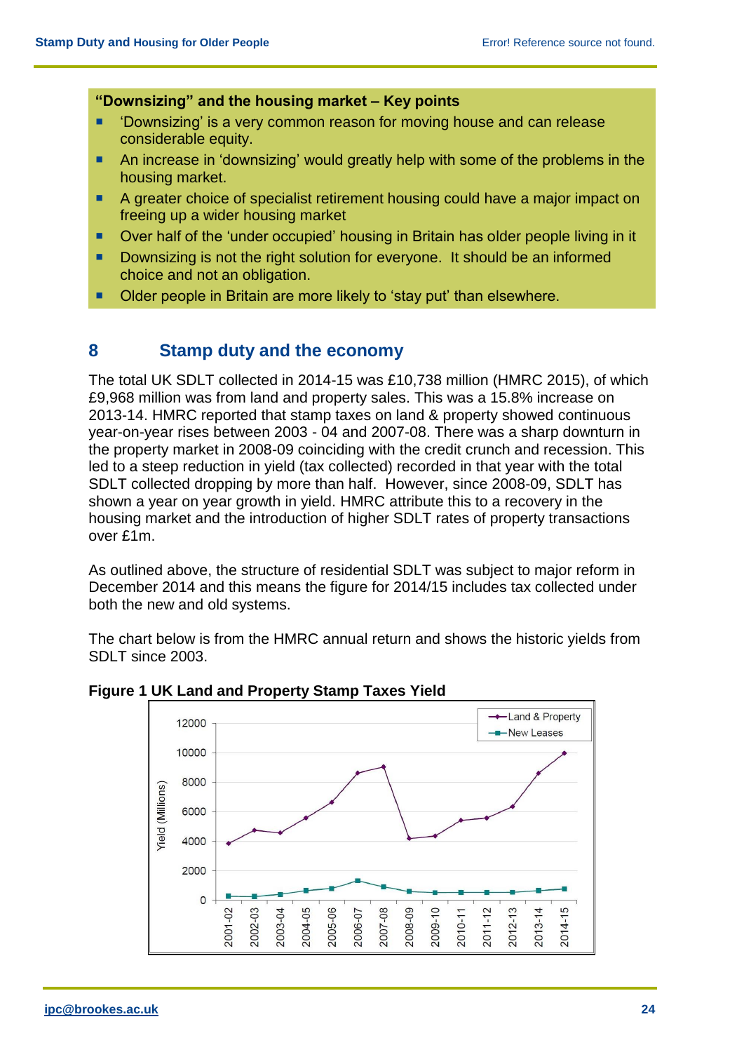**"Downsizing" and the housing market – Key points**

- 'Downsizing' is a very common reason for moving house and can release considerable equity.
- An increase in 'downsizing' would greatly help with some of the problems in the housing market.
- A greater choice of specialist retirement housing could have a major impact on freeing up a wider housing market
- Over half of the 'under occupied' housing in Britain has older people living in it
- Downsizing is not the right solution for everyone. It should be an informed choice and not an obligation.
- Older people in Britain are more likely to 'stay put' than elsewhere.

## 8 Stamp duty and the economy

The total UK SDLT collected in 2014-15 was £10,738 million (HMRC 2015), of which £9,968 million was from land and property sales. This was a 15.8% increase on 2013-14. HMRC reported that stamp taxes on land & property showed continuous year-on-year rises between 2003 - 04 and 2007-08. There was a sharp downturn in the property market in 2008-09 coinciding with the credit crunch and recession. This led to a steep reduction in yield (tax collected) recorded in that year with the total SDLT collected dropping by more than half. However, since 2008-09, SDLT has shown a year on year growth in yield. HMRC attribute this to a recovery in the housing market and the introduction of higher SDLT rates of property transactions over £1m.

As outlined above, the structure of residential SDLT was subject to major reform in December 2014 and this means the figure for 2014/15 includes tax collected under both the new and old systems.

The chart below is from the HMRC annual return and shows the historic yields from SDLT since 2003.

**Figure 1 UK Land and Property Stamp Taxes Yield**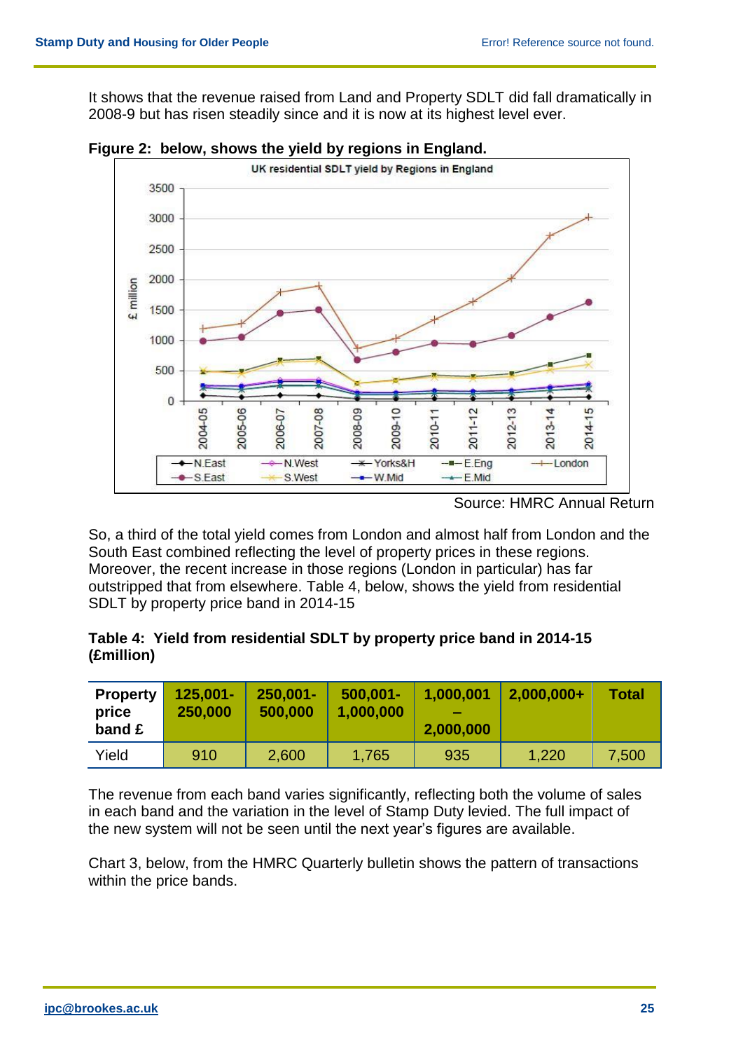It shows that the revenue raised from Land and Property SDLT did fall dramatically in 2008-9 but has risen steadily since and it is now at its highest level ever.

**Figure 2: below, shows the yield by regions in England.**

Source: HMRC Annual Return

So, a third of the total yield comes from London and almost half from London and the South East combined reflecting the level of property prices in these regions. Moreover, the recent increase in those regions (London in particular) has far outstripped that from elsewhere. Table 4, below, shows the yield from residential SDLT by property price band in 2014-15

**Table 4: Yield from residential SDLT by property price band in 2014-15 (£million)**

| Property price band £ | 125,001-250,000 | 250,001-500,000 | 500,001-1,000,000 | 1,000,001 – 2,000,000 | 2,000,000+ | Total |
|---|---|---|---|---|---|---|
| Yield | 910 | 2,600 | 1,765 | 935 | 1,220 | 7,500 |

The revenue from each band varies significantly, reflecting both the volume of sales in each band and the variation in the level of Stamp Duty levied. The full impact of the new system will not be seen until the next year's figures are available.

Chart 3, below, from the HMRC Quarterly bulletin shows the pattern of transactions within the price bands.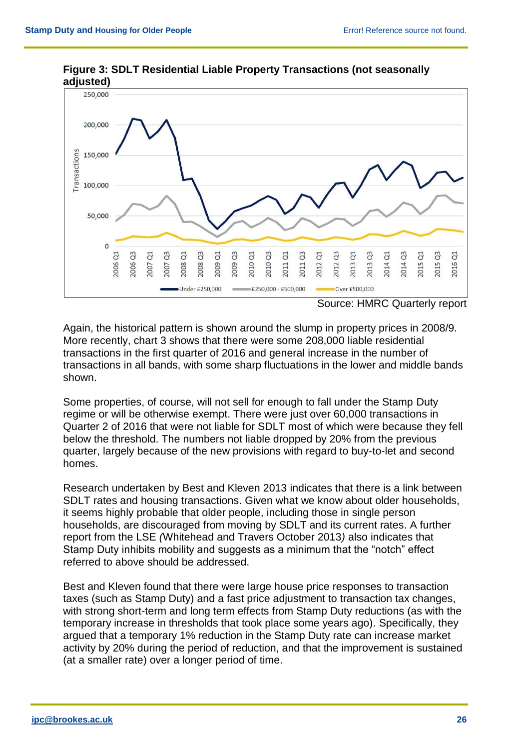**Figure 3: SDLT Residential Liable Property Transactions (not seasonally adjusted)**

Source: HMRC Quarterly report

Again, the historical pattern is shown around the slump in property prices in 2008/9. More recently, chart 3 shows that there were some 208,000 liable residential transactions in the first quarter of 2016 and general increase in the number of transactions in all bands, with some sharp fluctuations in the lower and middle bands shown.

Some properties, of course, will not sell for enough to fall under the Stamp Duty regime or will be otherwise exempt. There were just over 60,000 transactions in Quarter 2 of 2016 that were not liable for SDLT most of which were because they fell below the threshold. The numbers not liable dropped by 20% from the previous quarter, largely because of the new provisions with regard to buy-to-let and second homes.

Research undertaken by Best and Kleven 2013 indicates that there is a link between SDLT rates and housing transactions. Given what we know about older households, it seems highly probable that older people, including those in single person households, are discouraged from moving by SDLT and its current rates. A further report from the LSE *(*Whitehead and Travers October 2013*)* also indicates that Stamp Duty inhibits mobility and suggests as a minimum that the "notch" effect referred to above should be addressed.

Best and Kleven found that there were large house price responses to transaction taxes (such as Stamp Duty) and a fast price adjustment to transaction tax changes, with strong short-term and long term effects from Stamp Duty reductions (as with the temporary increase in thresholds that took place some years ago). Specifically, they argued that a temporary 1% reduction in the Stamp Duty rate can increase market activity by 20% during the period of reduction, and that the improvement is sustained (at a smaller rate) over a longer period of time.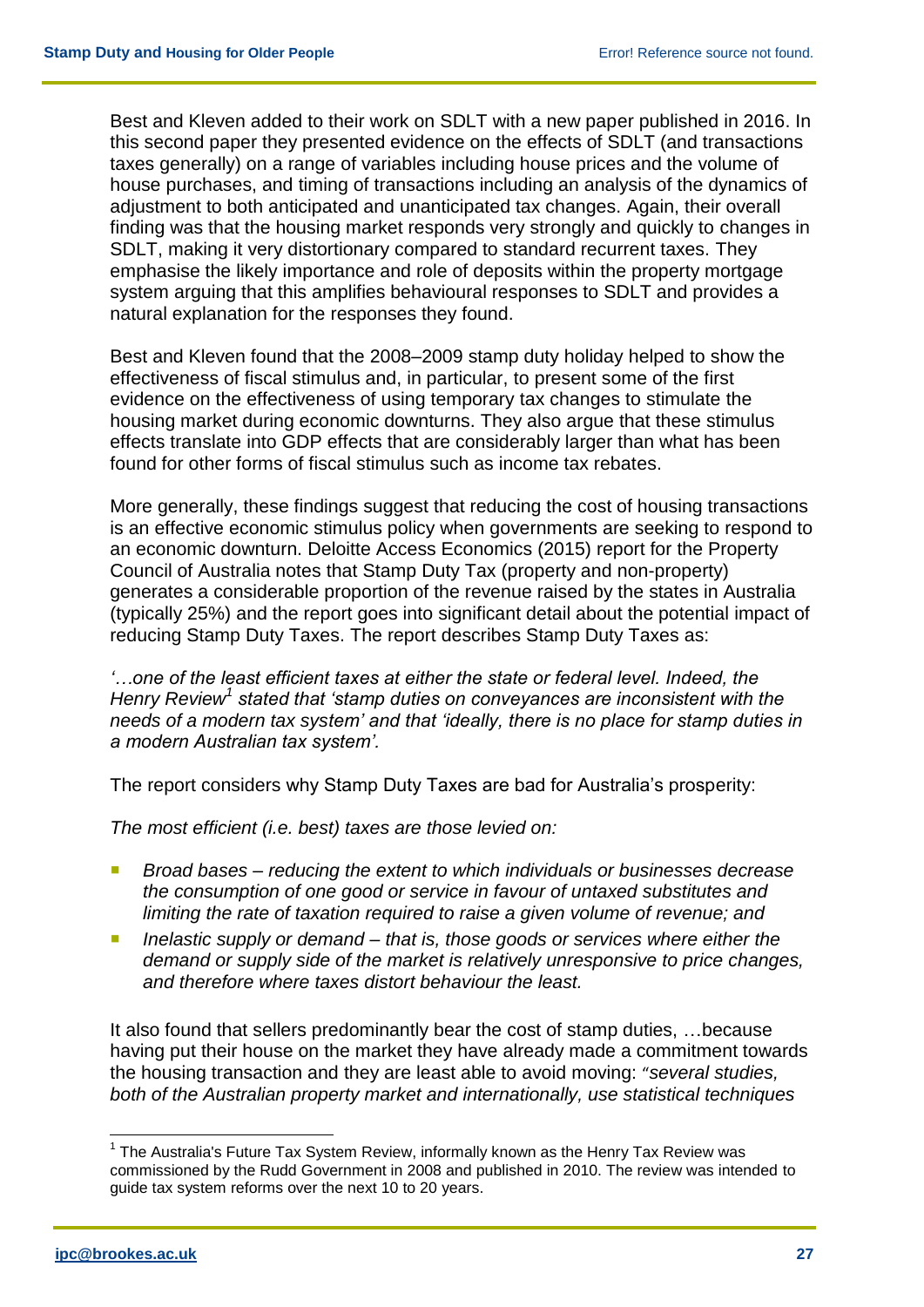Best and Kleven added to their work on SDLT with a new paper published in 2016. In this second paper they presented evidence on the effects of SDLT (and transactions taxes generally) on a range of variables including house prices and the volume of house purchases, and timing of transactions including an analysis of the dynamics of adjustment to both anticipated and unanticipated tax changes. Again, their overall finding was that the housing market responds very strongly and quickly to changes in SDLT, making it very distortionary compared to standard recurrent taxes. They emphasise the likely importance and role of deposits within the property mortgage system arguing that this amplifies behavioural responses to SDLT and provides a natural explanation for the responses they found.

Best and Kleven found that the 2008–2009 stamp duty holiday helped to show the effectiveness of fiscal stimulus and, in particular, to present some of the first evidence on the effectiveness of using temporary tax changes to stimulate the housing market during economic downturns. They also argue that these stimulus effects translate into GDP effects that are considerably larger than what has been found for other forms of fiscal stimulus such as income tax rebates.

More generally, these findings suggest that reducing the cost of housing transactions is an effective economic stimulus policy when governments are seeking to respond to an economic downturn. Deloitte Access Economics (2015) report for the Property Council of Australia notes that Stamp Duty Tax (property and non-property) generates a considerable proportion of the revenue raised by the states in Australia (typically 25%) and the report goes into significant detail about the potential impact of reducing Stamp Duty Taxes. The report describes Stamp Duty Taxes as:

*'…one of the least efficient taxes at either the state or federal level. Indeed, the Henry Review[1] stated that 'stamp duties on conveyances are inconsistent with the needs of a modern tax system' and that 'ideally, there is no place for stamp duties in a modern Australian tax system'.*

The report considers why Stamp Duty Taxes are bad for Australia's prosperity:

*The most efficient (i.e. best) taxes are those levied on:*

- *Broad bases – reducing the extent to which individuals or businesses decrease the consumption of one good or service in favour of untaxed substitutes and limiting the rate of taxation required to raise a given volume of revenue; and*
- *Inelastic supply or demand – that is, those goods or services where either the demand or supply side of the market is relatively unresponsive to price changes, and therefore where taxes distort behaviour the least.*

It also found that sellers predominantly bear the cost of stamp duties, …because having put their house on the market they have already made a commitment towards the housing transaction and they are least able to avoid moving: *"several studies, both of the Australian property market and internationally, use statistical techniques*

[1] The Australia's Future Tax System Review, informally known as the Henry Tax Review was commissioned by the Rudd Government in 2008 and published in 2010. The review was intended to guide tax system reforms over the next 10 to 20 years.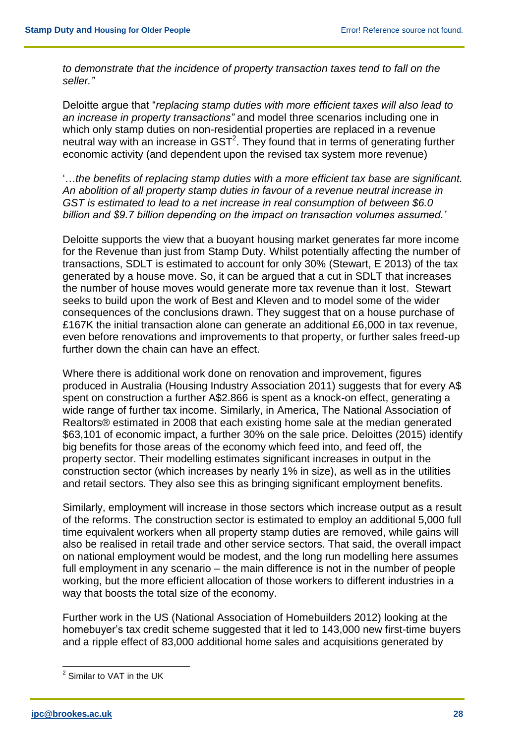*to demonstrate that the incidence of property transaction taxes tend to fall on the seller."*

Deloitte argue that "*replacing stamp duties with more efficient taxes will also lead to an increase in property transactions"* and model three scenarios including one in which only stamp duties on non-residential properties are replaced in a revenue neutral way with an increase in GST[2]. They found that in terms of generating further economic activity (and dependent upon the revised tax system more revenue)

'…*the benefits of replacing stamp duties with a more efficient tax base are significant. An abolition of all property stamp duties in favour of a revenue neutral increase in GST is estimated to lead to a net increase in real consumption of between $6.0 billion and $9.7 billion depending on the impact on transaction volumes assumed.'*

Deloitte supports the view that a buoyant housing market generates far more income for the Revenue than just from Stamp Duty. Whilst potentially affecting the number of transactions, SDLT is estimated to account for only 30% (Stewart, E 2013) of the tax generated by a house move. So, it can be argued that a cut in SDLT that increases the number of house moves would generate more tax revenue than it lost. Stewart seeks to build upon the work of Best and Kleven and to model some of the wider consequences of the conclusions drawn. They suggest that on a house purchase of £167K the initial transaction alone can generate an additional £6,000 in tax revenue, even before renovations and improvements to that property, or further sales freed-up further down the chain can have an effect.

Where there is additional work done on renovation and improvement, figures produced in Australia (Housing Industry Association 2011) suggests that for every A$ spent on construction a further A$2.866 is spent as a knock-on effect, generating a wide range of further tax income. Similarly, in America, The National Association of Realtors® estimated in 2008 that each existing home sale at the median generated $63,101 of economic impact, a further 30% on the sale price. Deloittes (2015) identify big benefits for those areas of the economy which feed into, and feed off, the property sector. Their modelling estimates significant increases in output in the construction sector (which increases by nearly 1% in size), as well as in the utilities and retail sectors. They also see this as bringing significant employment benefits.

Similarly, employment will increase in those sectors which increase output as a result of the reforms. The construction sector is estimated to employ an additional 5,000 full time equivalent workers when all property stamp duties are removed, while gains will also be realised in retail trade and other service sectors. That said, the overall impact on national employment would be modest, and the long run modelling here assumes full employment in any scenario – the main difference is not in the number of people working, but the more efficient allocation of those workers to different industries in a way that boosts the total size of the economy.

Further work in the US (National Association of Homebuilders 2012) looking at the homebuyer's tax credit scheme suggested that it led to 143,000 new first-time buyers and a ripple effect of 83,000 additional home sales and acquisitions generated by

---

[2] Similar to VAT in the UK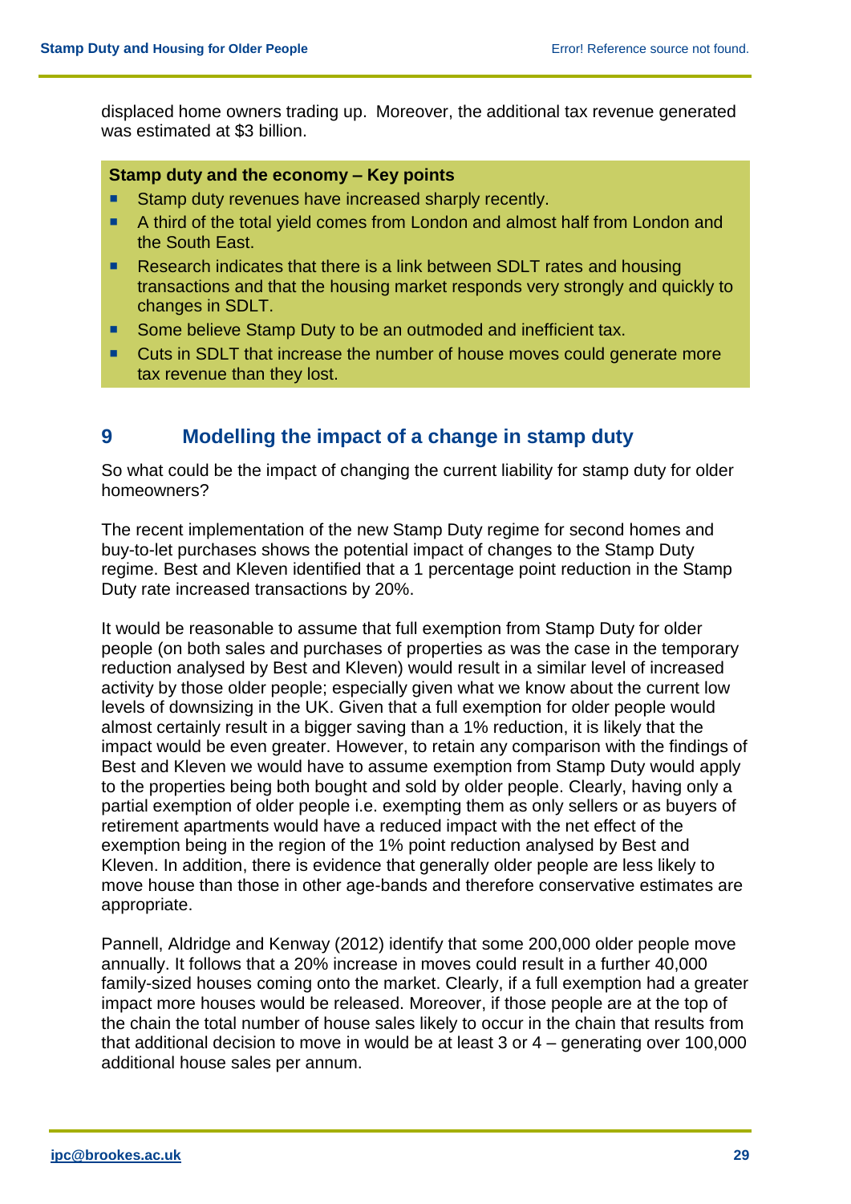displaced home owners trading up. Moreover, the additional tax revenue generated was estimated at $3 billion.

**Stamp duty and the economy – Key points**

- Stamp duty revenues have increased sharply recently.
- A third of the total yield comes from London and almost half from London and the South East.
- Research indicates that there is a link between SDLT rates and housing transactions and that the housing market responds very strongly and quickly to changes in SDLT.
- Some believe Stamp Duty to be an outmoded and inefficient tax.
- Cuts in SDLT that increase the number of house moves could generate more tax revenue than they lost.

## 9 Modelling the impact of a change in stamp duty

So what could be the impact of changing the current liability for stamp duty for older homeowners?

The recent implementation of the new Stamp Duty regime for second homes and buy-to-let purchases shows the potential impact of changes to the Stamp Duty regime. Best and Kleven identified that a 1 percentage point reduction in the Stamp Duty rate increased transactions by 20%.

It would be reasonable to assume that full exemption from Stamp Duty for older people (on both sales and purchases of properties as was the case in the temporary reduction analysed by Best and Kleven) would result in a similar level of increased activity by those older people; especially given what we know about the current low levels of downsizing in the UK. Given that a full exemption for older people would almost certainly result in a bigger saving than a 1% reduction, it is likely that the impact would be even greater. However, to retain any comparison with the findings of Best and Kleven we would have to assume exemption from Stamp Duty would apply to the properties being both bought and sold by older people. Clearly, having only a partial exemption of older people i.e. exempting them as only sellers or as buyers of retirement apartments would have a reduced impact with the net effect of the exemption being in the region of the 1% point reduction analysed by Best and Kleven. In addition, there is evidence that generally older people are less likely to move house than those in other age-bands and therefore conservative estimates are appropriate.

Pannell, Aldridge and Kenway (2012) identify that some 200,000 older people move annually. It follows that a 20% increase in moves could result in a further 40,000 family-sized houses coming onto the market. Clearly, if a full exemption had a greater impact more houses would be released. Moreover, if those people are at the top of the chain the total number of house sales likely to occur in the chain that results from that additional decision to move in would be at least 3 or 4 – generating over 100,000 additional house sales per annum.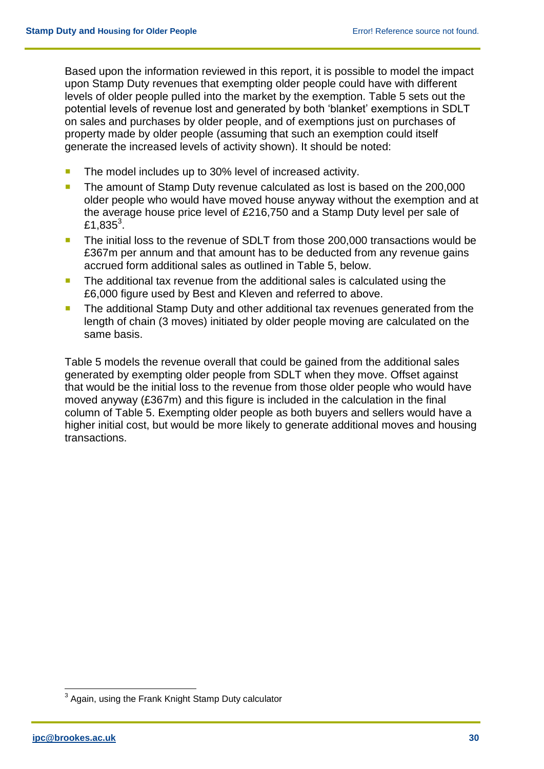Based upon the information reviewed in this report, it is possible to model the impact upon Stamp Duty revenues that exempting older people could have with different levels of older people pulled into the market by the exemption. Table 5 sets out the potential levels of revenue lost and generated by both 'blanket' exemptions in SDLT on sales and purchases by older people, and of exemptions just on purchases of property made by older people (assuming that such an exemption could itself generate the increased levels of activity shown). It should be noted:

- The model includes up to 30% level of increased activity.
- The amount of Stamp Duty revenue calculated as lost is based on the 200,000 older people who would have moved house anyway without the exemption and at the average house price level of £216,750 and a Stamp Duty level per sale of £1,835[3].
- The initial loss to the revenue of SDLT from those 200,000 transactions would be £367m per annum and that amount has to be deducted from any revenue gains accrued form additional sales as outlined in Table 5, below.
- The additional tax revenue from the additional sales is calculated using the £6,000 figure used by Best and Kleven and referred to above.
- The additional Stamp Duty and other additional tax revenues generated from the length of chain (3 moves) initiated by older people moving are calculated on the same basis.

Table 5 models the revenue overall that could be gained from the additional sales generated by exempting older people from SDLT when they move. Offset against that would be the initial loss to the revenue from those older people who would have moved anyway (£367m) and this figure is included in the calculation in the final column of Table 5. Exempting older people as both buyers and sellers would have a higher initial cost, but would be more likely to generate additional moves and housing transactions.

[3] Again, using the Frank Knight Stamp Duty calculator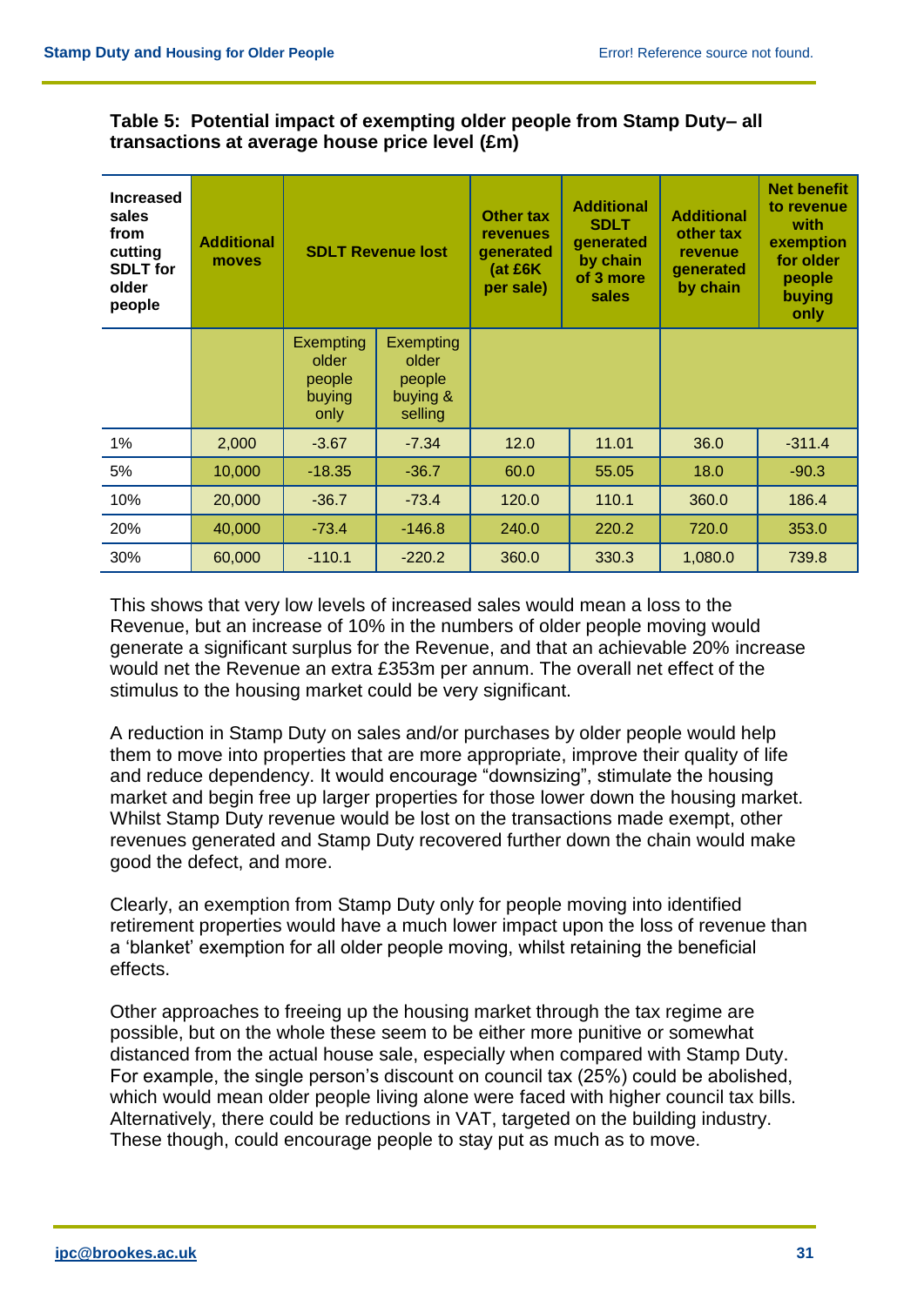**Table 5: Potential impact of exempting older people from Stamp Duty– all transactions at average house price level (£m)**

| Increased sales from cutting SDLT for older people | Additional moves | SDLT Revenue lost | | Other tax revenues generated (at £6K per sale) | Additional SDLT generated by chain of 3 more sales | Additional other tax revenue generated by chain | Net benefit to revenue with exemption for older people buying only |
|---|---|---|---|---|---|---|---|
| | | Exempting older people buying only | Exempting older people buying & selling | | | | |
| 1% | 2,000 | -3.67 | -7.34 | 12.0 | 11.01 | 36.0 | -311.4 |
| 5% | 10,000 | -18.35 | -36.7 | 60.0 | 55.05 | 18.0 | -90.3 |
| 10% | 20,000 | -36.7 | -73.4 | 120.0 | 110.1 | 360.0 | 186.4 |
| 20% | 40,000 | -73.4 | -146.8 | 240.0 | 220.2 | 720.0 | 353.0 |
| 30% | 60,000 | -110.1 | -220.2 | 360.0 | 330.3 | 1,080.0 | 739.8 |

This shows that very low levels of increased sales would mean a loss to the Revenue, but an increase of 10% in the numbers of older people moving would generate a significant surplus for the Revenue, and that an achievable 20% increase would net the Revenue an extra £353m per annum. The overall net effect of the stimulus to the housing market could be very significant.

A reduction in Stamp Duty on sales and/or purchases by older people would help them to move into properties that are more appropriate, improve their quality of life and reduce dependency. It would encourage "downsizing", stimulate the housing market and begin free up larger properties for those lower down the housing market. Whilst Stamp Duty revenue would be lost on the transactions made exempt, other revenues generated and Stamp Duty recovered further down the chain would make good the defect, and more.

Clearly, an exemption from Stamp Duty only for people moving into identified retirement properties would have a much lower impact upon the loss of revenue than a 'blanket' exemption for all older people moving, whilst retaining the beneficial effects.

Other approaches to freeing up the housing market through the tax regime are possible, but on the whole these seem to be either more punitive or somewhat distanced from the actual house sale, especially when compared with Stamp Duty. For example, the single person's discount on council tax (25%) could be abolished, which would mean older people living alone were faced with higher council tax bills. Alternatively, there could be reductions in VAT, targeted on the building industry. These though, could encourage people to stay put as much as to move.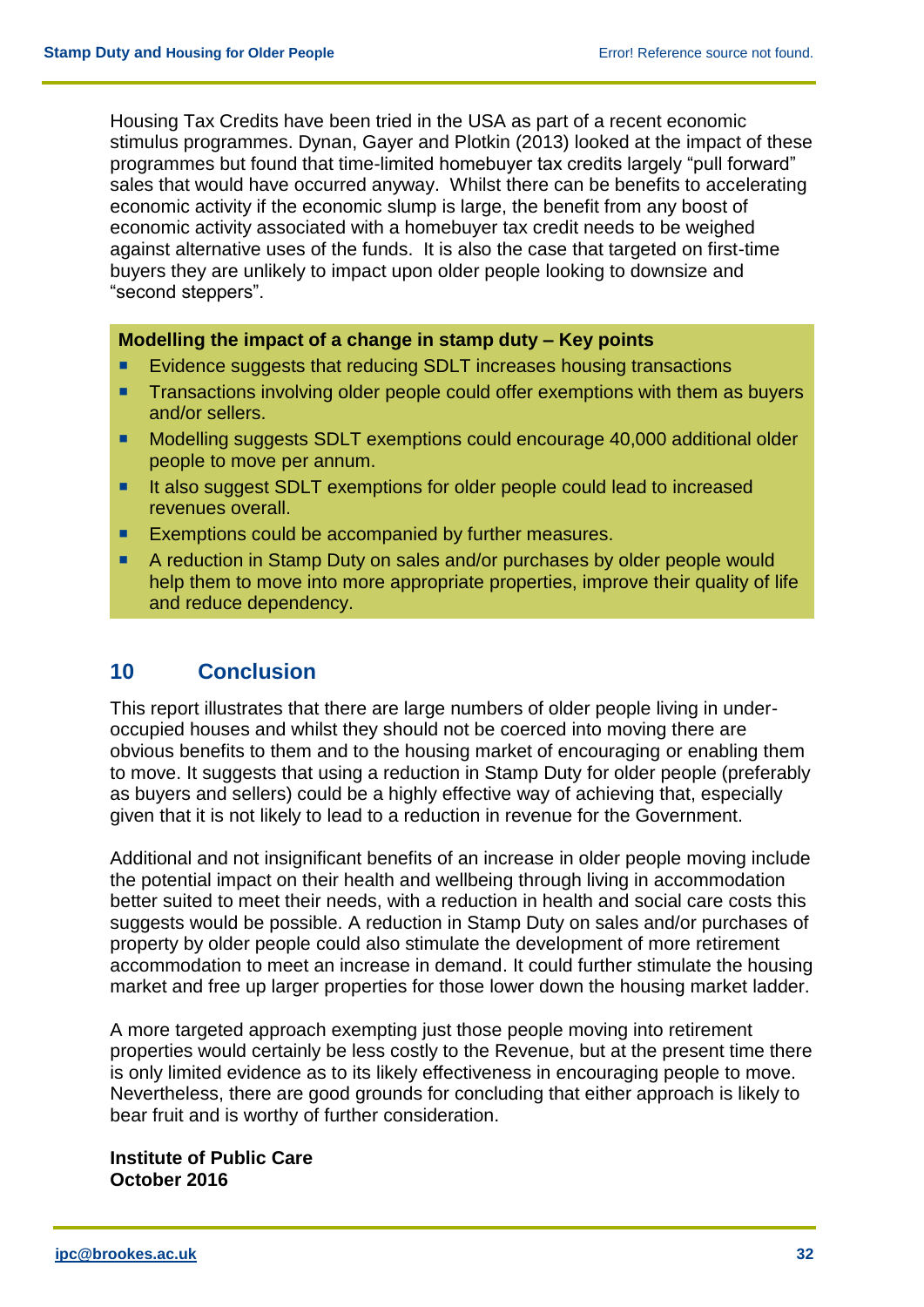Housing Tax Credits have been tried in the USA as part of a recent economic stimulus programmes. Dynan, Gayer and Plotkin (2013) looked at the impact of these programmes but found that time-limited homebuyer tax credits largely "pull forward" sales that would have occurred anyway. Whilst there can be benefits to accelerating economic activity if the economic slump is large, the benefit from any boost of economic activity associated with a homebuyer tax credit needs to be weighed against alternative uses of the funds. It is also the case that targeted on first-time buyers they are unlikely to impact upon older people looking to downsize and "second steppers".

**Modelling the impact of a change in stamp duty – Key points**

- Evidence suggests that reducing SDLT increases housing transactions
- Transactions involving older people could offer exemptions with them as buyers and/or sellers.
- Modelling suggests SDLT exemptions could encourage 40,000 additional older people to move per annum.
- It also suggest SDLT exemptions for older people could lead to increased revenues overall.
- Exemptions could be accompanied by further measures.
- A reduction in Stamp Duty on sales and/or purchases by older people would help them to move into more appropriate properties, improve their quality of life and reduce dependency.

## 10 Conclusion

This report illustrates that there are large numbers of older people living in under-occupied houses and whilst they should not be coerced into moving there are obvious benefits to them and to the housing market of encouraging or enabling them to move. It suggests that using a reduction in Stamp Duty for older people (preferably as buyers and sellers) could be a highly effective way of achieving that, especially given that it is not likely to lead to a reduction in revenue for the Government.

Additional and not insignificant benefits of an increase in older people moving include the potential impact on their health and wellbeing through living in accommodation better suited to meet their needs, with a reduction in health and social care costs this suggests would be possible. A reduction in Stamp Duty on sales and/or purchases of property by older people could also stimulate the development of more retirement accommodation to meet an increase in demand. It could further stimulate the housing market and free up larger properties for those lower down the housing market ladder.

A more targeted approach exempting just those people moving into retirement properties would certainly be less costly to the Revenue, but at the present time there is only limited evidence as to its likely effectiveness in encouraging people to move. Nevertheless, there are good grounds for concluding that either approach is likely to bear fruit and is worthy of further consideration.

**Institute of Public Care**
**October 2016**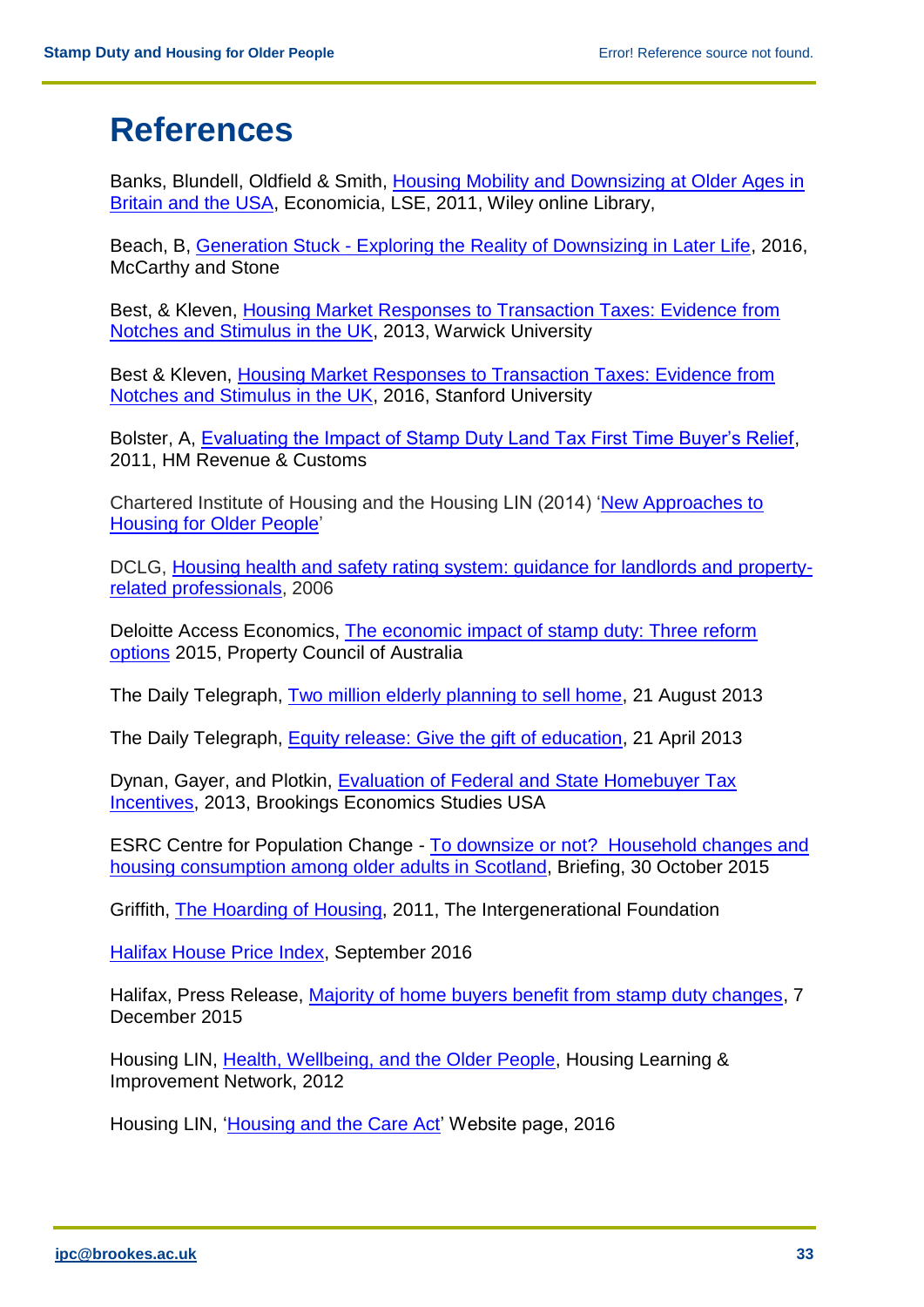# References

Banks, Blundell, Oldfield & Smith, Housing Mobility and Downsizing at Older Ages in Britain and the USA, Economicia, LSE, 2011, Wiley online Library,

Beach, B, Generation Stuck - Exploring the Reality of Downsizing in Later Life, 2016, McCarthy and Stone

Best, & Kleven, Housing Market Responses to Transaction Taxes: Evidence from Notches and Stimulus in the UK, 2013, Warwick University

Best & Kleven, Housing Market Responses to Transaction Taxes: Evidence from Notches and Stimulus in the UK, 2016, Stanford University

Bolster, A, Evaluating the Impact of Stamp Duty Land Tax First Time Buyer's Relief, 2011, HM Revenue & Customs

Chartered Institute of Housing and the Housing LIN (2014) 'New Approaches to Housing for Older People'

DCLG, Housing health and safety rating system: guidance for landlords and property-related professionals, 2006

Deloitte Access Economics, The economic impact of stamp duty: Three reform options 2015, Property Council of Australia

The Daily Telegraph, Two million elderly planning to sell home, 21 August 2013

The Daily Telegraph, Equity release: Give the gift of education, 21 April 2013

Dynan, Gayer, and Plotkin, Evaluation of Federal and State Homebuyer Tax Incentives, 2013, Brookings Economics Studies USA

ESRC Centre for Population Change - To downsize or not? Household changes and housing consumption among older adults in Scotland, Briefing, 30 October 2015

Griffith, The Hoarding of Housing, 2011, The Intergenerational Foundation

Halifax House Price Index, September 2016

Halifax, Press Release, Majority of home buyers benefit from stamp duty changes, 7 December 2015

Housing LIN, Health, Wellbeing, and the Older People, Housing Learning & Improvement Network, 2012

Housing LIN, 'Housing and the Care Act' Website page, 2016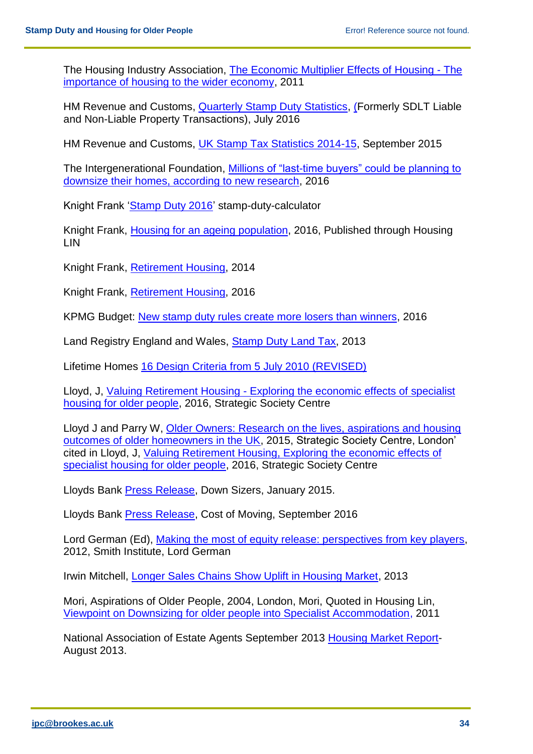The Housing Industry Association, The Economic Multiplier Effects of Housing - The importance of housing to the wider economy, 2011

HM Revenue and Customs, Quarterly Stamp Duty Statistics, (Formerly SDLT Liable and Non-Liable Property Transactions), July 2016

HM Revenue and Customs, UK Stamp Tax Statistics 2014-15, September 2015

The Intergenerational Foundation, Millions of "last-time buyers" could be planning to downsize their homes, according to new research, 2016

Knight Frank 'Stamp Duty 2016' stamp-duty-calculator

Knight Frank, Housing for an ageing population, 2016, Published through Housing LIN

Knight Frank, Retirement Housing, 2014

Knight Frank, Retirement Housing, 2016

KPMG Budget: New stamp duty rules create more losers than winners, 2016

Land Registry England and Wales, Stamp Duty Land Tax, 2013

Lifetime Homes 16 Design Criteria from 5 July 2010 (REVISED)

Lloyd, J, Valuing Retirement Housing - Exploring the economic effects of specialist housing for older people, 2016, Strategic Society Centre

Lloyd J and Parry W, Older Owners: Research on the lives, aspirations and housing outcomes of older homeowners in the UK, 2015, Strategic Society Centre, London' cited in Lloyd, J, Valuing Retirement Housing, Exploring the economic effects of specialist housing for older people, 2016, Strategic Society Centre

Lloyds Bank Press Release, Down Sizers, January 2015.

Lloyds Bank Press Release, Cost of Moving, September 2016

Lord German (Ed), Making the most of equity release: perspectives from key players, 2012, Smith Institute, Lord German

Irwin Mitchell, Longer Sales Chains Show Uplift in Housing Market, 2013

Mori, Aspirations of Older People, 2004, London, Mori, Quoted in Housing Lin, Viewpoint on Downsizing for older people into Specialist Accommodation, 2011

National Association of Estate Agents September 2013 Housing Market Report- August 2013.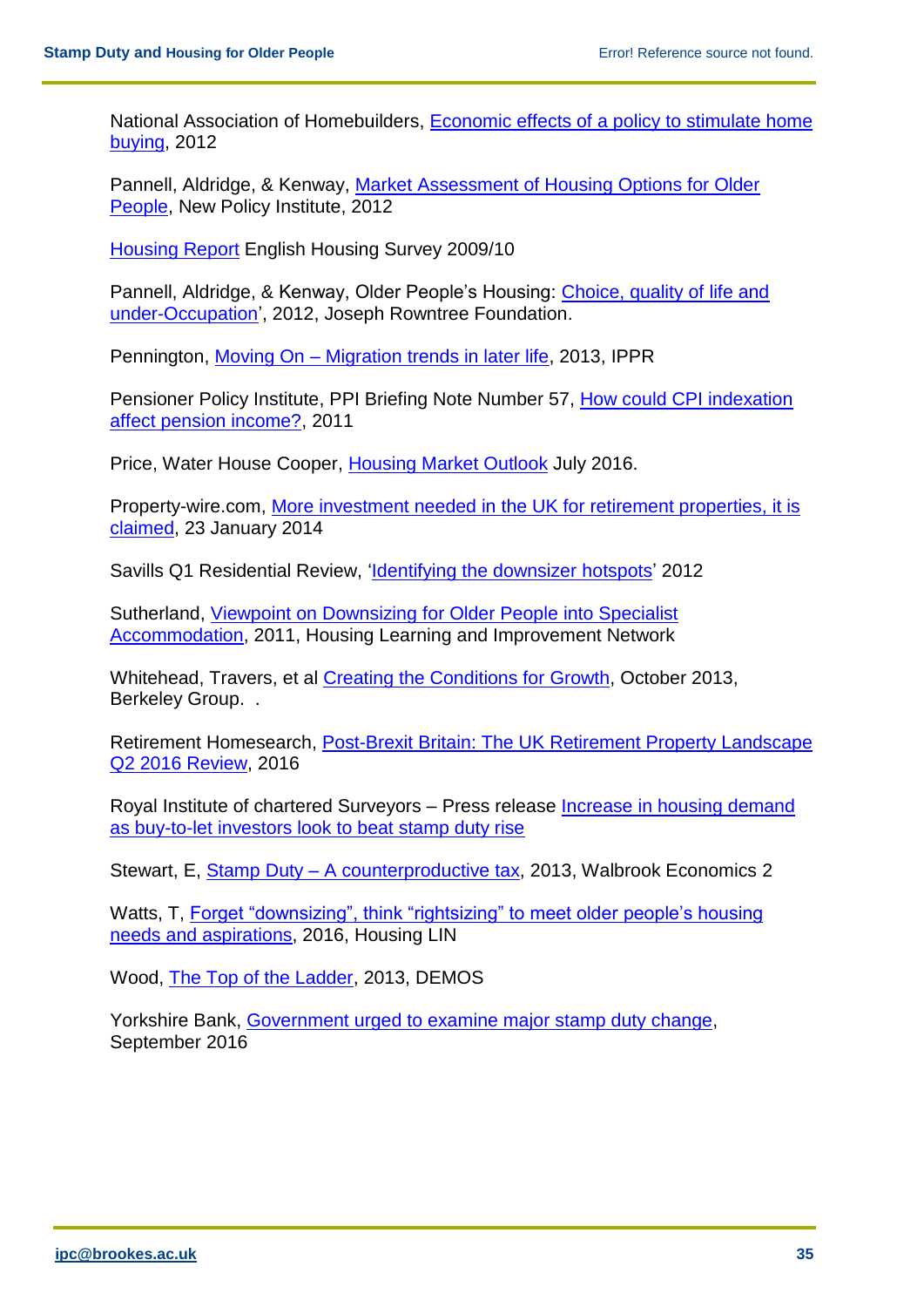National Association of Homebuilders, Economic effects of a policy to stimulate home buying, 2012

Pannell, Aldridge, & Kenway, Market Assessment of Housing Options for Older People, New Policy Institute, 2012

Housing Report English Housing Survey 2009/10

Pannell, Aldridge, & Kenway, Older People's Housing: Choice, quality of life and under-Occupation', 2012, Joseph Rowntree Foundation.

Pennington, Moving On – Migration trends in later life, 2013, IPPR

Pensioner Policy Institute, PPI Briefing Note Number 57, How could CPI indexation affect pension income?, 2011

Price, Water House Cooper, Housing Market Outlook July 2016.

Property-wire.com, More investment needed in the UK for retirement properties, it is claimed, 23 January 2014

Savills Q1 Residential Review, 'Identifying the downsizer hotspots' 2012

Sutherland, Viewpoint on Downsizing for Older People into Specialist Accommodation, 2011, Housing Learning and Improvement Network

Whitehead, Travers, et al Creating the Conditions for Growth, October 2013, Berkeley Group. .

Retirement Homesearch, Post-Brexit Britain: The UK Retirement Property Landscape Q2 2016 Review, 2016

Royal Institute of chartered Surveyors – Press release Increase in housing demand as buy-to-let investors look to beat stamp duty rise

Stewart, E, Stamp Duty – A counterproductive tax, 2013, Walbrook Economics 2

Watts, T, Forget "downsizing", think "rightsizing" to meet older people's housing needs and aspirations, 2016, Housing LIN

Wood, The Top of the Ladder, 2013, DEMOS

Yorkshire Bank, Government urged to examine major stamp duty change, September 2016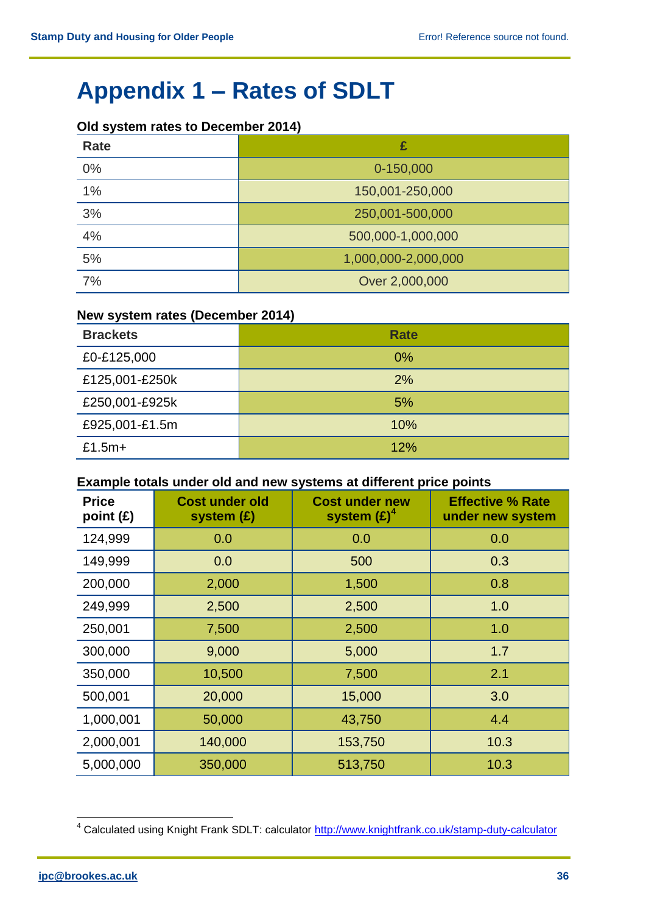# Appendix 1 – Rates of SDLT

**Old system rates to December 2014)**

| Rate | £ |
|---|---|
| 0% | 0-150,000 |
| 1% | 150,001-250,000 |
| 3% | 250,001-500,000 |
| 4% | 500,000-1,000,000 |
| 5% | 1,000,000-2,000,000 |
| 7% | Over 2,000,000 |

**New system rates (December 2014)**

| Brackets | Rate |
|---|---|
| £0-£125,000 | 0% |
| £125,001-£250k | 2% |
| £250,001-£925k | 5% |
| £925,001-£1.5m | 10% |
| £1.5m+ | 12% |

**Example totals under old and new systems at different price points**

| Price point (£) | Cost under old system (£) | Cost under new system (£)[4] | Effective % Rate under new system |
|---|---|---|---|
| 124,999 | 0.0 | 0.0 | 0.0 |
| 149,999 | 0.0 | 500 | 0.3 |
| 200,000 | 2,000 | 1,500 | 0.8 |
| 249,999 | 2,500 | 2,500 | 1.0 |
| 250,001 | 7,500 | 2,500 | 1.0 |
| 300,000 | 9,000 | 5,000 | 1.7 |
| 350,000 | 10,500 | 7,500 | 2.1 |
| 500,001 | 20,000 | 15,000 | 3.0 |
| 1,000,001 | 50,000 | 43,750 | 4.4 |
| 2,000,001 | 140,000 | 153,750 | 10.3 |
| 5,000,000 | 350,000 | 513,750 | 10.3 |

[4] Calculated using Knight Frank SDLT: calculator http://www.knightfrank.co.uk/stamp-duty-calculator